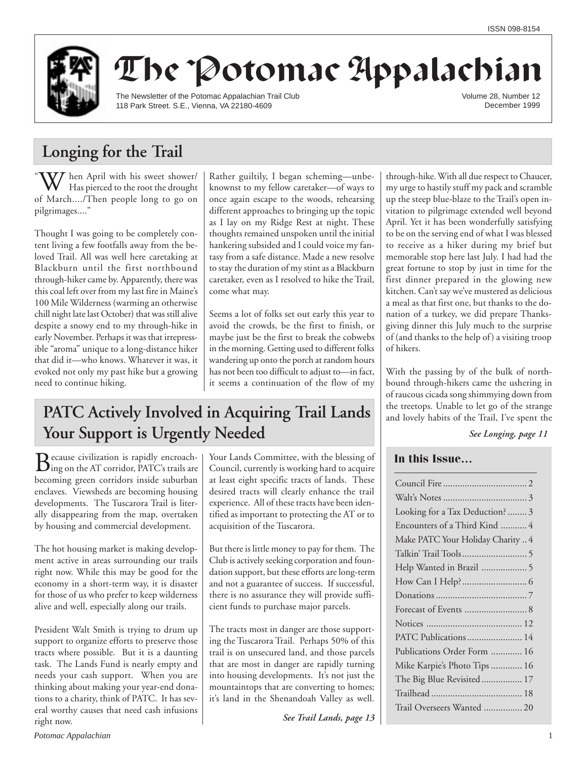ISSN 098-8154

# The Potomac Appalachian

The Newsletter of the Potomac Appalachian Trail Club
118 Park Street. S.E., Vienna, VA 22180-4609

Volume 28, Number 12
December 1999

## Longing for the Trail

"When April with his sweet shower/ Has pierced to the root the drought of March..../Then people long to go on pilgrimages...."

Thought I was going to be completely content living a few footfalls away from the beloved Trail. All was well here caretaking at Blackburn until the first northbound through-hiker came by. Apparently, there was this coal left over from my last fire in Maine's 100 Mile Wilderness (warming an otherwise chill night late last October) that was still alive despite a snowy end to my through-hike in early November. Perhaps it was that irrepressible "aroma" unique to a long-distance hiker that did it—who knows. Whatever it was, it evoked not only my past hike but a growing need to continue hiking.

Rather guiltily, I began scheming—unbeknownst to my fellow caretaker—of ways to once again escape to the woods, rehearsing different approaches to bringing up the topic as I lay on my Ridge Rest at night. These thoughts remained unspoken until the initial hankering subsided and I could voice my fantasy from a safe distance. Made a new resolve to stay the duration of my stint as a Blackburn caretaker, even as I resolved to hike the Trail, come what may.

Seems a lot of folks set out early this year to avoid the crowds, be the first to finish, or maybe just be the first to break the cobwebs in the morning. Getting used to different folks wandering up onto the porch at random hours has not been too difficult to adjust to—in fact, it seems a continuation of the flow of my through-hike. With all due respect to Chaucer, my urge to hastily stuff my pack and scramble up the steep blue-blaze to the Trail's open invitation to pilgrimage extended well beyond April. Yet it has been wonderfully satisfying to be on the serving end of what I was blessed to receive as a hiker during my brief but memorable stop here last July. I had had the great fortune to stop by just in time for the first dinner prepared in the glowing new kitchen. Can't say we've mustered as delicious a meal as that first one, but thanks to the donation of a turkey, we did prepare Thanksgiving dinner this July much to the surprise of (and thanks to the help of) a visiting troop of hikers.

With the passing by of the bulk of northbound through-hikers came the ushering in of raucous cicada song shimmying down from the treetops. Unable to let go of the strange and lovely habits of the Trail, I've spent the

*See Longing, page 11*

## PATC Actively Involved in Acquiring Trail Lands Your Support is Urgently Needed

Because civilization is rapidly encroaching on the AT corridor, PATC's trails are becoming green corridors inside suburban enclaves. Viewsheds are becoming housing developments. The Tuscarora Trail is literally disappearing from the map, overtaken by housing and commercial development.

The hot housing market is making development active in areas surrounding our trails right now. While this may be good for the economy in a short-term way, it is disaster for those of us who prefer to keep wilderness alive and well, especially along our trails.

President Walt Smith is trying to drum up support to organize efforts to preserve those tracts where possible. But it is a daunting task. The Lands Fund is nearly empty and needs your cash support. When you are thinking about making your year-end donations to a charity, think of PATC. It has several worthy causes that need cash infusions right now.

Your Lands Committee, with the blessing of Council, currently is working hard to acquire at least eight specific tracts of lands. These desired tracts will clearly enhance the trail experience. All of these tracts have been identified as important to protecting the AT or to acquisition of the Tuscarora.

But there is little money to pay for them. The Club is actively seeking corporation and foundation support, but these efforts are long-term and not a guarantee of success. If successful, there is no assurance they will provide sufficient funds to purchase major parcels.

The tracts most in danger are those supporting the Tuscarora Trail. Perhaps 50% of this trail is on unsecured land, and those parcels that are most in danger are rapidly turning into housing developments. It's not just the mountaintops that are converting to homes; it's land in the Shenandoah Valley as well.

*See Trail Lands, page 13*

### In this Issue…

| | |
|---|---|
| Council Fire | 2 |
| Walt's Notes | 3 |
| Looking for a Tax Deduction? | 3 |
| Encounters of a Third Kind | 4 |
| Make PATC Your Holiday Charity | 4 |
| Talkin' Trail Tools | 5 |
| Help Wanted in Brazil | 5 |
| How Can I Help? | 6 |
| Donations | 7 |
| Forecast of Events | 8 |
| Notices | 12 |
| PATC Publications | 14 |
| Publications Order Form | 16 |
| Mike Karpie's Photo Tips | 16 |
| The Big Blue Revisited | 17 |
| Trailhead | 18 |
| Trail Overseers Wanted | 20 |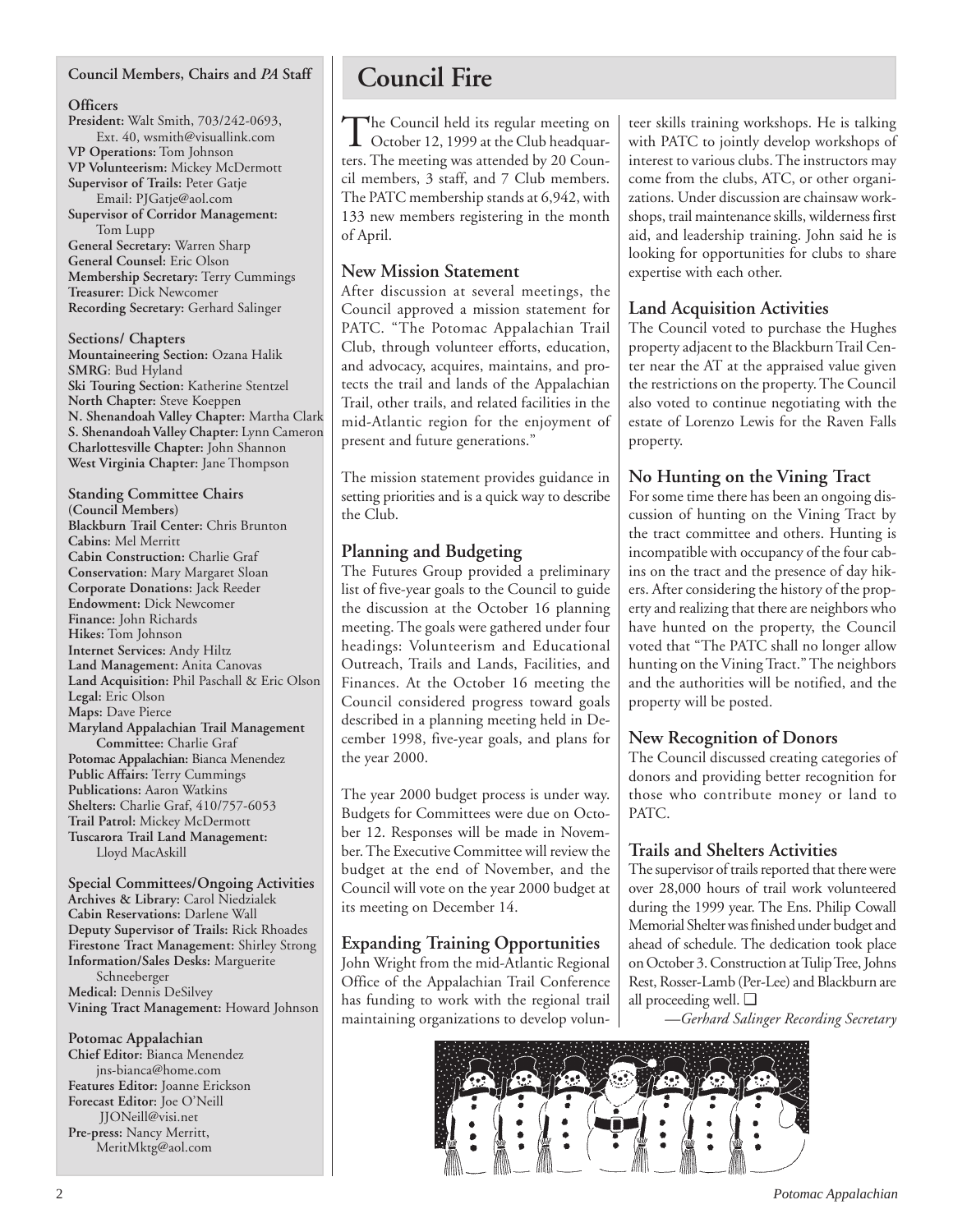## Council Members, Chairs and *PA* Staff

**Officers**

**President:** Walt Smith, 703/242-0693, Ext. 40, wsmith@visuallink.com
**VP Operations:** Tom Johnson
**VP Volunteerism:** Mickey McDermott
**Supervisor of Trails:** Peter Gatje
Email: PJGatje@aol.com
**Supervisor of Corridor Management:** Tom Lupp
**General Secretary:** Warren Sharp
**General Counsel:** Eric Olson
**Membership Secretary:** Terry Cummings
**Treasurer:** Dick Newcomer
**Recording Secretary:** Gerhard Salinger

**Sections/ Chapters**

**Mountaineering Section:** Ozana Halik
**SMRG:** Bud Hyland
**Ski Touring Section:** Katherine Stentzel
**North Chapter:** Steve Koeppen
**N. Shenandoah Valley Chapter:** Martha Clark
**S. Shenandoah Valley Chapter:** Lynn Cameron
**Charlottesville Chapter:** John Shannon
**West Virginia Chapter:** Jane Thompson

**Standing Committee Chairs (Council Members)**

**Blackburn Trail Center:** Chris Brunton
**Cabins:** Mel Merritt
**Cabin Construction:** Charlie Graf
**Conservation:** Mary Margaret Sloan
**Corporate Donations:** Jack Reeder
**Endowment:** Dick Newcomer
**Finance:** John Richards
**Hikes:** Tom Johnson
**Internet Services:** Andy Hiltz
**Land Management:** Anita Canovas
**Land Acquisition:** Phil Paschall & Eric Olson
**Legal:** Eric Olson
**Maps:** Dave Pierce
**Maryland Appalachian Trail Management Committee:** Charlie Graf
**Potomac Appalachian:** Bianca Menendez
**Public Affairs:** Terry Cummings
**Publications:** Aaron Watkins
**Shelters:** Charlie Graf, 410/757-6053
**Trail Patrol:** Mickey McDermott
**Tuscarora Trail Land Management:** Lloyd MacAskill

**Special Committees/Ongoing Activities**

**Archives & Library:** Carol Niedzialek
**Cabin Reservations:** Darlene Wall
**Deputy Supervisor of Trails:** Rick Rhoades
**Firestone Tract Management:** Shirley Strong
**Information/Sales Desks:** Marguerite Schneeberger
**Medical:** Dennis DeSilvey
**Vining Tract Management:** Howard Johnson

**Potomac Appalachian**

**Chief Editor:** Bianca Menendez
jns-bianca@home.com
**Features Editor:** Joanne Erickson
**Forecast Editor:** Joe O'Neill
JJONeill@visi.net
**Pre-press:** Nancy Merritt,
MeritMktg@aol.com

# Council Fire

The Council held its regular meeting on October 12, 1999 at the Club headquarters. The meeting was attended by 20 Council members, 3 staff, and 7 Club members. The PATC membership stands at 6,942, with 133 new members registering in the month of April.

### New Mission Statement

After discussion at several meetings, the Council approved a mission statement for PATC. "The Potomac Appalachian Trail Club, through volunteer efforts, education, and advocacy, acquires, maintains, and protects the trail and lands of the Appalachian Trail, other trails, and related facilities in the mid-Atlantic region for the enjoyment of present and future generations."

The mission statement provides guidance in setting priorities and is a quick way to describe the Club.

### Planning and Budgeting

The Futures Group provided a preliminary list of five-year goals to the Council to guide the discussion at the October 16 planning meeting. The goals were gathered under four headings: Volunteerism and Educational Outreach, Trails and Lands, Facilities, and Finances. At the October 16 meeting the Council considered progress toward goals described in a planning meeting held in December 1998, five-year goals, and plans for the year 2000.

The year 2000 budget process is under way. Budgets for Committees were due on October 12. Responses will be made in November. The Executive Committee will review the budget at the end of November, and the Council will vote on the year 2000 budget at its meeting on December 14.

### Expanding Training Opportunities

John Wright from the mid-Atlantic Regional Office of the Appalachian Trail Conference has funding to work with the regional trail maintaining organizations to develop volunteer skills training workshops. He is talking with PATC to jointly develop workshops of interest to various clubs. The instructors may come from the clubs, ATC, or other organizations. Under discussion are chainsaw workshops, trail maintenance skills, wilderness first aid, and leadership training. John said he is looking for opportunities for clubs to share expertise with each other.

### Land Acquisition Activities

The Council voted to purchase the Hughes property adjacent to the Blackburn Trail Center near the AT at the appraised value given the restrictions on the property. The Council also voted to continue negotiating with the estate of Lorenzo Lewis for the Raven Falls property.

### No Hunting on the Vining Tract

For some time there has been an ongoing discussion of hunting on the Vining Tract by the tract committee and others. Hunting is incompatible with occupancy of the four cabins on the tract and the presence of day hikers. After considering the history of the property and realizing that there are neighbors who have hunted on the property, the Council voted that "The PATC shall no longer allow hunting on the Vining Tract." The neighbors and the authorities will be notified, and the property will be posted.

### New Recognition of Donors

The Council discussed creating categories of donors and providing better recognition for those who contribute money or land to PATC.

### Trails and Shelters Activities

The supervisor of trails reported that there were over 28,000 hours of trail work volunteered during the 1999 year. The Ens. Philip Cowall Memorial Shelter was finished under budget and ahead of schedule. The dedication took place on October 3. Construction at Tulip Tree, Johns Rest, Rosser-Lamb (Per-Lee) and Blackburn are all proceeding well. ❑

*—Gerhard Salinger Recording Secretary*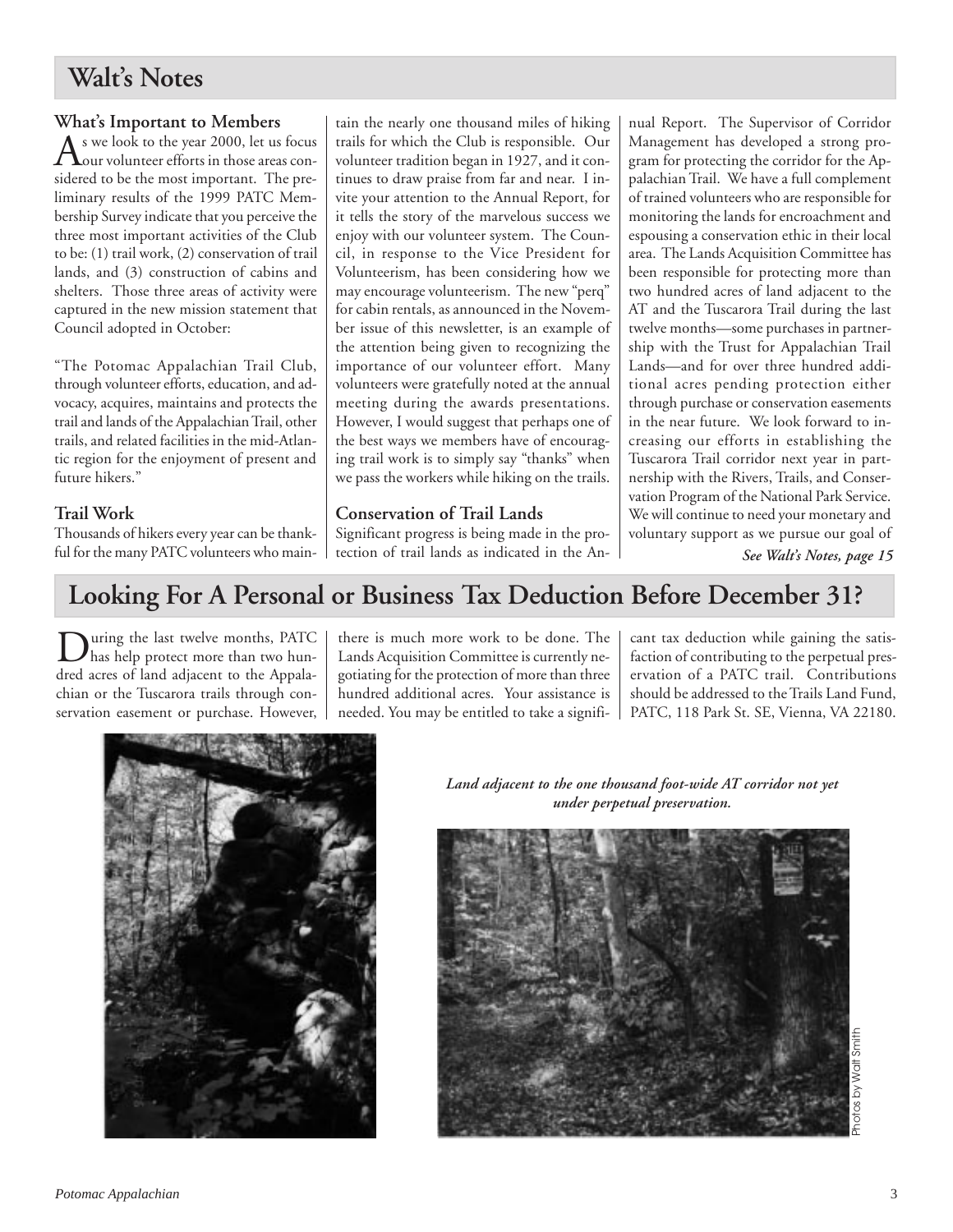# Walt's Notes

### What's Important to Members

As we look to the year 2000, let us focus our volunteer efforts in those areas considered to be the most important. The preliminary results of the 1999 PATC Membership Survey indicate that you perceive the three most important activities of the Club to be: (1) trail work, (2) conservation of trail lands, and (3) construction of cabins and shelters. Those three areas of activity were captured in the new mission statement that Council adopted in October:

"The Potomac Appalachian Trail Club, through volunteer efforts, education, and advocacy, acquires, maintains and protects the trail and lands of the Appalachian Trail, other trails, and related facilities in the mid-Atlantic region for the enjoyment of present and future hikers."

### Trail Work

Thousands of hikers every year can be thankful for the many PATC volunteers who maintain the nearly one thousand miles of hiking trails for which the Club is responsible. Our volunteer tradition began in 1927, and it continues to draw praise from far and near. I invite your attention to the Annual Report, for it tells the story of the marvelous success we enjoy with our volunteer system. The Council, in response to the Vice President for Volunteerism, has been considering how we may encourage volunteerism. The new "perq" for cabin rentals, as announced in the November issue of this newsletter, is an example of the attention being given to recognizing the importance of our volunteer effort. Many volunteers were gratefully noted at the annual meeting during the awards presentations. However, I would suggest that perhaps one of the best ways we members have of encouraging trail work is to simply say "thanks" when we pass the workers while hiking on the trails.

### Conservation of Trail Lands

Significant progress is being made in the protection of trail lands as indicated in the Annual Report. The Supervisor of Corridor Management has developed a strong program for protecting the corridor for the Appalachian Trail. We have a full complement of trained volunteers who are responsible for monitoring the lands for encroachment and espousing a conservation ethic in their local area. The Lands Acquisition Committee has been responsible for protecting more than two hundred acres of land adjacent to the AT and the Tuscarora Trail during the last twelve months—some purchases in partnership with the Trust for Appalachian Trail Lands—and for over three hundred additional acres pending protection either through purchase or conservation easements in the near future. We look forward to increasing our efforts in establishing the Tuscarora Trail corridor next year in partnership with the Rivers, Trails, and Conservation Program of the National Park Service. We will continue to need your monetary and voluntary support as we pursue our goal of

***See Walt's Notes, page 15***

# Looking For A Personal or Business Tax Deduction Before December 31?

During the last twelve months, PATC has help protect more than two hundred acres of land adjacent to the Appalachian or the Tuscarora trails through conservation easement or purchase. However, there is much more work to be done. The Lands Acquisition Committee is currently negotiating for the protection of more than three hundred additional acres. Your assistance is needed. You may be entitled to take a significant tax deduction while gaining the satisfaction of contributing to the perpetual preservation of a PATC trail. Contributions should be addressed to the Trails Land Fund, PATC, 118 Park St. SE, Vienna, VA 22180.

***Land adjacent to the one thousand foot-wide AT corridor not yet under perpetual preservation.***

Photos by Walt Smith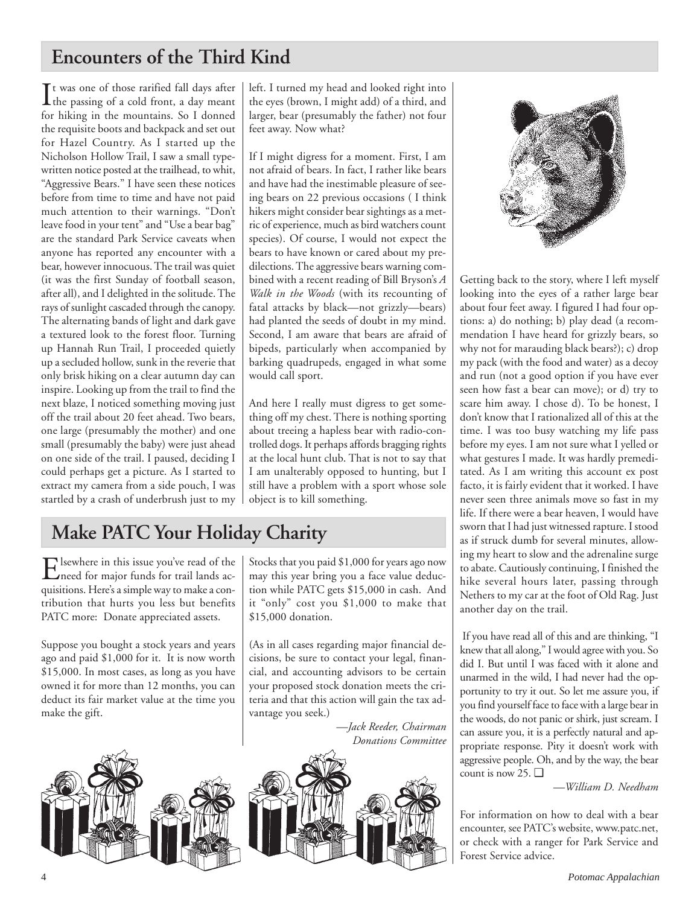## Encounters of the Third Kind

It was one of those rarified fall days after the passing of a cold front, a day meant for hiking in the mountains. So I donned the requisite boots and backpack and set out for Hazel Country. As I started up the Nicholson Hollow Trail, I saw a small typewritten notice posted at the trailhead, to whit, "Aggressive Bears." I have seen these notices before from time to time and have not paid much attention to their warnings. "Don't leave food in your tent" and "Use a bear bag" are the standard Park Service caveats when anyone has reported any encounter with a bear, however innocuous. The trail was quiet (it was the first Sunday of football season, after all), and I delighted in the solitude. The rays of sunlight cascaded through the canopy. The alternating bands of light and dark gave a textured look to the forest floor. Turning up Hannah Run Trail, I proceeded quietly up a secluded hollow, sunk in the reverie that only brisk hiking on a clear autumn day can inspire. Looking up from the trail to find the next blaze, I noticed something moving just off the trail about 20 feet ahead. Two bears, one large (presumably the mother) and one small (presumably the baby) were just ahead on one side of the trail. I paused, deciding I could perhaps get a picture. As I started to extract my camera from a side pouch, I was startled by a crash of underbrush just to my left. I turned my head and looked right into the eyes (brown, I might add) of a third, and larger, bear (presumably the father) not four feet away. Now what?

If I might digress for a moment. First, I am not afraid of bears. In fact, I rather like bears and have had the inestimable pleasure of seeing bears on 22 previous occasions ( I think hikers might consider bear sightings as a metric of experience, much as bird watchers count species). Of course, I would not expect the bears to have known or cared about my predilections. The aggressive bears warning combined with a recent reading of Bill Bryson's *A Walk in the Woods* (with its recounting of fatal attacks by black—not grizzly—bears) had planted the seeds of doubt in my mind. Second, I am aware that bears are afraid of bipeds, particularly when accompanied by barking quadrupeds, engaged in what some would call sport.

And here I really must digress to get something off my chest. There is nothing sporting about treeing a hapless bear with radio-controlled dogs. It perhaps affords bragging rights at the local hunt club. That is not to say that I am unalterably opposed to hunting, but I still have a problem with a sport whose sole object is to kill something.

Getting back to the story, where I left myself looking into the eyes of a rather large bear about four feet away. I figured I had four options: a) do nothing; b) play dead (a recommendation I have heard for grizzly bears, so why not for marauding black bears?); c) drop my pack (with the food and water) as a decoy and run (not a good option if you have ever seen how fast a bear can move); or d) try to scare him away. I chose d). To be honest, I don't know that I rationalized all of this at the time. I was too busy watching my life pass before my eyes. I am not sure what I yelled or what gestures I made. It was hardly premeditated. As I am writing this account ex post facto, it is fairly evident that it worked. I have never seen three animals move so fast in my life. If there were a bear heaven, I would have sworn that I had just witnessed rapture. I stood as if struck dumb for several minutes, allowing my heart to slow and the adrenaline surge to abate. Cautiously continuing, I finished the hike several hours later, passing through Nethers to my car at the foot of Old Rag. Just another day on the trail.

If you have read all of this and are thinking, "I knew that all along," I would agree with you. So did I. But until I was faced with it alone and unarmed in the wild, I had never had the opportunity to try it out. So let me assure you, if you find yourself face to face with a large bear in the woods, do not panic or shirk, just scream. I can assure you, it is a perfectly natural and appropriate response. Pity it doesn't work with aggressive people. Oh, and by the way, the bear count is now 25. ❑

*—William D. Needham*

For information on how to deal with a bear encounter, see PATC's website, www.patc.net, or check with a ranger for Park Service and Forest Service advice.

## Make PATC Your Holiday Charity

Elsewhere in this issue you've read of the need for major funds for trail lands acquisitions. Here's a simple way to make a contribution that hurts you less but benefits PATC more: Donate appreciated assets.

Suppose you bought a stock years and years ago and paid $1,000 for it. It is now worth $15,000. In most cases, as long as you have owned it for more than 12 months, you can deduct its fair market value at the time you make the gift.

Stocks that you paid $1,000 for years ago now may this year bring you a face value deduction while PATC gets $15,000 in cash. And it "only" cost you $1,000 to make that $15,000 donation.

(As in all cases regarding major financial decisions, be sure to contact your legal, financial, and accounting advisors to be certain your proposed stock donation meets the criteria and that this action will gain the tax advantage you seek.)

*—Jack Reeder, Chairman*
*Donations Committee*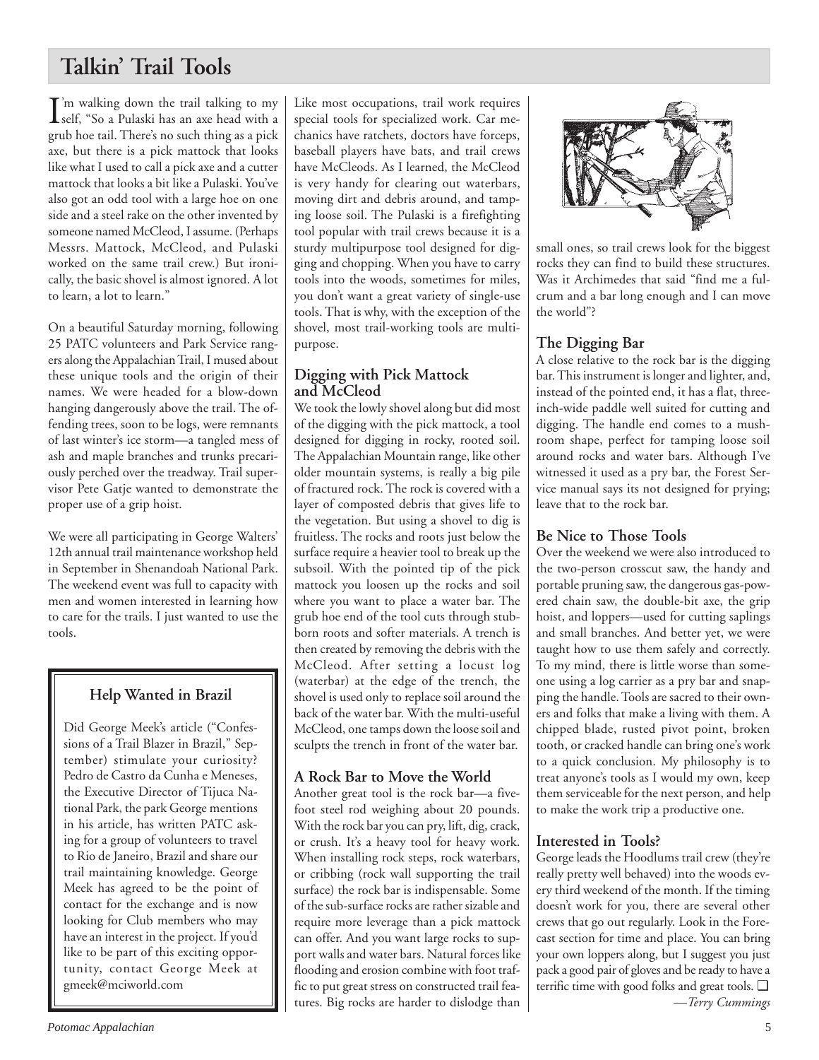## Talkin' Trail Tools

I'm walking down the trail talking to my self, "So a Pulaski has an axe head with a grub hoe tail. There's no such thing as a pick axe, but there is a pick mattock that looks like what I used to call a pick axe and a cutter mattock that looks a bit like a Pulaski. You've also got an odd tool with a large hoe on one side and a steel rake on the other invented by someone named McCleod, I assume. (Perhaps Messrs. Mattock, McCleod, and Pulaski worked on the same trail crew.) But ironically, the basic shovel is almost ignored. A lot to learn, a lot to learn."

On a beautiful Saturday morning, following 25 PATC volunteers and Park Service rangers along the Appalachian Trail, I mused about these unique tools and the origin of their names. We were headed for a blow-down hanging dangerously above the trail. The offending trees, soon to be logs, were remnants of last winter's ice storm—a tangled mess of ash and maple branches and trunks precariously perched over the treadway. Trail supervisor Pete Gatje wanted to demonstrate the proper use of a grip hoist.

We were all participating in George Walters' 12th annual trail maintenance workshop held in September in Shenandoah National Park. The weekend event was full to capacity with men and women interested in learning how to care for the trails. I just wanted to use the tools.

Like most occupations, trail work requires special tools for specialized work. Car mechanics have ratchets, doctors have forceps, baseball players have bats, and trail crews have McCleods. As I learned, the McCleod is very handy for clearing out waterbars, moving dirt and debris around, and tamping loose soil. The Pulaski is a firefighting tool popular with trail crews because it is a sturdy multipurpose tool designed for digging and chopping. When you have to carry tools into the woods, sometimes for miles, you don't want a great variety of single-use tools. That is why, with the exception of the shovel, most trail-working tools are multipurpose.

### Digging with Pick Mattock and McCleod

We took the lowly shovel along but did most of the digging with the pick mattock, a tool designed for digging in rocky, rooted soil. The Appalachian Mountain range, like other older mountain systems, is really a big pile of fractured rock. The rock is covered with a layer of composted debris that gives life to the vegetation. But using a shovel to dig is fruitless. The rocks and roots just below the surface require a heavier tool to break up the subsoil. With the pointed tip of the pick mattock you loosen up the rocks and soil where you want to place a water bar. The grub hoe end of the tool cuts through stubborn roots and softer materials. A trench is then created by removing the debris with the McCleod. After setting a locust log (waterbar) at the edge of the trench, the shovel is used only to replace soil around the back of the water bar. With the multi-useful McCleod, one tamps down the loose soil and sculpts the trench in front of the water bar.

### A Rock Bar to Move the World

Another great tool is the rock bar—a five-foot steel rod weighing about 20 pounds. With the rock bar you can pry, lift, dig, crack, or crush. It's a heavy tool for heavy work. When installing rock steps, rock waterbars, or cribbing (rock wall supporting the trail surface) the rock bar is indispensable. Some of the sub-surface rocks are rather sizable and require more leverage than a pick mattock can offer. And you want large rocks to support walls and water bars. Natural forces like flooding and erosion combine with foot traffic to put great stress on constructed trail features. Big rocks are harder to dislodge than small ones, so trail crews look for the biggest rocks they can find to build these structures. Was it Archimedes that said "find me a fulcrum and a bar long enough and I can move the world"?

### The Digging Bar

A close relative to the rock bar is the digging bar. This instrument is longer and lighter, and, instead of the pointed end, it has a flat, three-inch-wide paddle well suited for cutting and digging. The handle end comes to a mushroom shape, perfect for tamping loose soil around rocks and water bars. Although I've witnessed it used as a pry bar, the Forest Service manual says its not designed for prying; leave that to the rock bar.

### Be Nice to Those Tools

Over the weekend we were also introduced to the two-person crosscut saw, the handy and portable pruning saw, the dangerous gas-powered chain saw, the double-bit axe, the grip hoist, and loppers—used for cutting saplings and small branches. And better yet, we were taught how to use them safely and correctly. To my mind, there is little worse than someone using a log carrier as a pry bar and snapping the handle. Tools are sacred to their owners and folks that make a living with them. A chipped blade, rusted pivot point, broken tooth, or cracked handle can bring one's work to a quick conclusion. My philosophy is to treat anyone's tools as I would my own, keep them serviceable for the next person, and help to make the work trip a productive one.

### Interested in Tools?

George leads the Hoodlums trail crew (they're really pretty well behaved) into the woods every third weekend of the month. If the timing doesn't work for you, there are several other crews that go out regularly. Look in the Forecast section for time and place. You can bring your own loppers along, but I suggest you just pack a good pair of gloves and be ready to have a terrific time with good folks and great tools. ❑

*—Terry Cummings*

---

### Help Wanted in Brazil

Did George Meek's article ("Confessions of a Trail Blazer in Brazil," September) stimulate your curiosity? Pedro de Castro da Cunha e Meneses, the Executive Director of Tijuca National Park, the park George mentions in his article, has written PATC asking for a group of volunteers to travel to Rio de Janeiro, Brazil and share our trail maintaining knowledge. George Meek has agreed to be the point of contact for the exchange and is now looking for Club members who may have an interest in the project. If you'd like to be part of this exciting opportunity, contact George Meek at gmeek@mciworld.com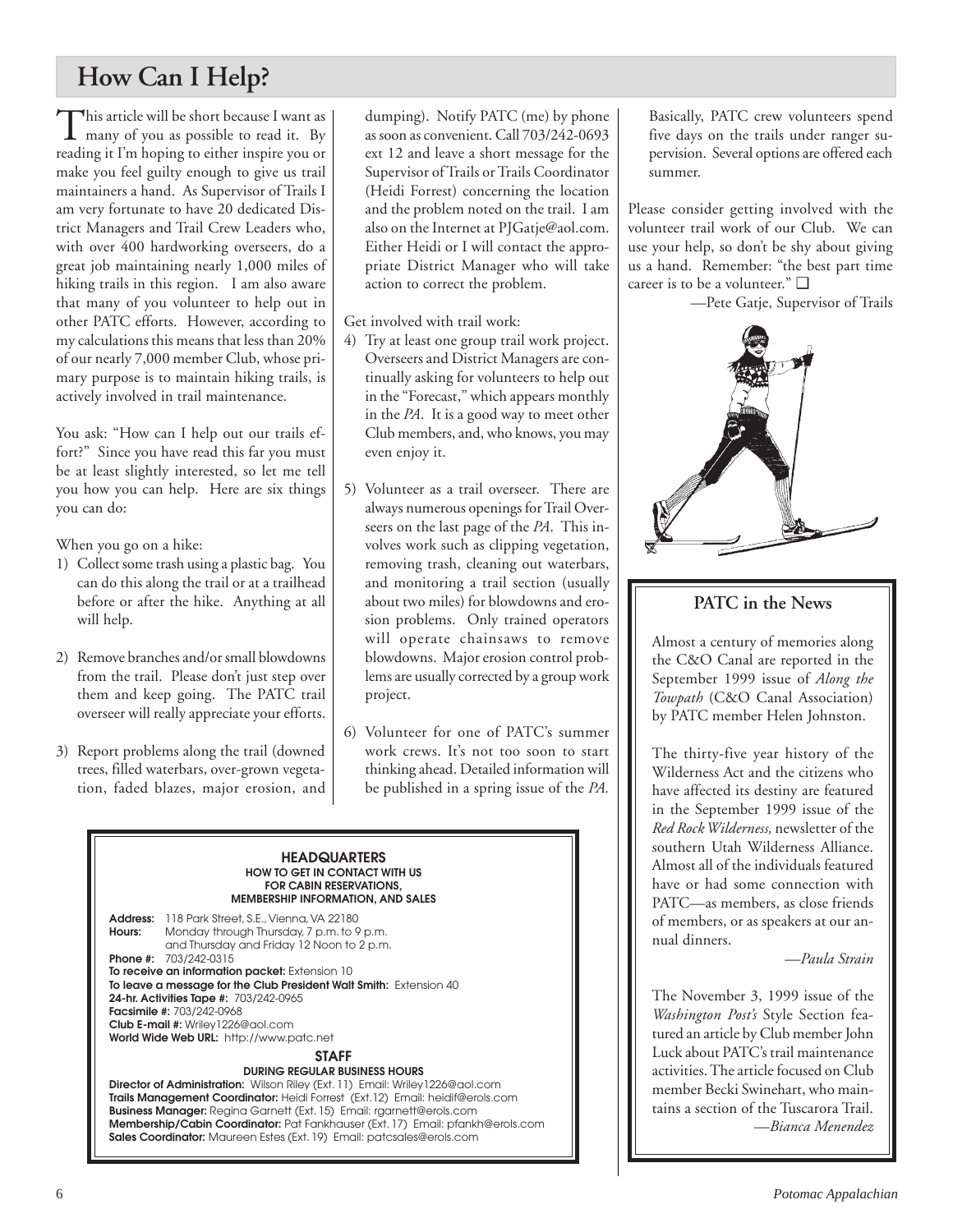# How Can I Help?

This article will be short because I want as many of you as possible to read it. By reading it I'm hoping to either inspire you or make you feel guilty enough to give us trail maintainers a hand. As Supervisor of Trails I am very fortunate to have 20 dedicated District Managers and Trail Crew Leaders who, with over 400 hardworking overseers, do a great job maintaining nearly 1,000 miles of hiking trails in this region. I am also aware that many of you volunteer to help out in other PATC efforts. However, according to my calculations this means that less than 20% of our nearly 7,000 member Club, whose primary purpose is to maintain hiking trails, is actively involved in trail maintenance.

You ask: "How can I help out our trails effort?" Since you have read this far you must be at least slightly interested, so let me tell you how you can help. Here are six things you can do:

When you go on a hike:

1) Collect some trash using a plastic bag. You can do this along the trail or at a trailhead before or after the hike. Anything at all will help.

2) Remove branches and/or small blowdowns from the trail. Please don't just step over them and keep going. The PATC trail overseer will really appreciate your efforts.

3) Report problems along the trail (downed trees, filled waterbars, over-grown vegetation, faded blazes, major erosion, and dumping). Notify PATC (me) by phone as soon as convenient. Call 703/242-0693 ext 12 and leave a short message for the Supervisor of Trails or Trails Coordinator (Heidi Forrest) concerning the location and the problem noted on the trail. I am also on the Internet at PJGatje@aol.com. Either Heidi or I will contact the appropriate District Manager who will take action to correct the problem.

Get involved with trail work:

4) Try at least one group trail work project. Overseers and District Managers are continually asking for volunteers to help out in the "Forecast," which appears monthly in the *PA*. It is a good way to meet other Club members, and, who knows, you may even enjoy it.

5) Volunteer as a trail overseer. There are always numerous openings for Trail Overseers on the last page of the *PA*. This involves work such as clipping vegetation, removing trash, cleaning out waterbars, and monitoring a trail section (usually about two miles) for blowdowns and erosion problems. Only trained operators will operate chainsaws to remove blowdowns. Major erosion control problems are usually corrected by a group work project.

6) Volunteer for one of PATC's summer work crews. It's not too soon to start thinking ahead. Detailed information will be published in a spring issue of the *PA.* Basically, PATC crew volunteers spend five days on the trails under ranger supervision. Several options are offered each summer.

Please consider getting involved with the volunteer trail work of our Club. We can use your help, so don't be shy about giving us a hand. Remember: "the best part time career is to be a volunteer." ❑

—Pete Gatje, Supervisor of Trails

## PATC in the News

Almost a century of memories along the C&O Canal are reported in the September 1999 issue of *Along the Towpath* (C&O Canal Association) by PATC member Helen Johnston.

The thirty-five year history of the Wilderness Act and the citizens who have affected its destiny are featured in the September 1999 issue of the *Red Rock Wilderness,* newsletter of the southern Utah Wilderness Alliance. Almost all of the individuals featured have or had some connection with PATC—as members, as close friends of members, or as speakers at our annual dinners.

*—Paula Strain*

The November 3, 1999 issue of the *Washington Post's* Style Section featured an article by Club member John Luck about PATC's trail maintenance activities. The article focused on Club member Becki Swinehart, who maintains a section of the Tuscarora Trail.

*—Bianca Menendez*

## HEADQUARTERS

**HOW TO GET IN CONTACT WITH US FOR CABIN RESERVATIONS, MEMBERSHIP INFORMATION, AND SALES**

**Address:** 118 Park Street, S.E., Vienna, VA 22180
**Hours:** Monday through Thursday, 7 p.m. to 9 p.m. and Thursday and Friday 12 Noon to 2 p.m.
**Phone #:** 703/242-0315
**To receive an information packet:** Extension 10
**To leave a message for the Club President Walt Smith:** Extension 40
**24-hr. Activities Tape #:** 703/242-0965
**Facsimile #:** 703/242-0968
**Club E-mail #:** Wriley1226@aol.com
**World Wide Web URL:** http://www.patc.net

## STAFF

**DURING REGULAR BUSINESS HOURS**

**Director of Administration:** Wilson Riley (Ext. 11) Email: Wriley1226@aol.com
**Trails Management Coordinator:** Heidi Forrest (Ext.12) Email: heidif@erols.com
**Business Manager:** Regina Garnett (Ext. 15) Email: rgarnett@erols.com
**Membership/Cabin Coordinator:** Pat Fankhauser (Ext. 17) Email: pfankh@erols.com
**Sales Coordinator:** Maureen Estes (Ext. 19) Email: patcsales@erols.com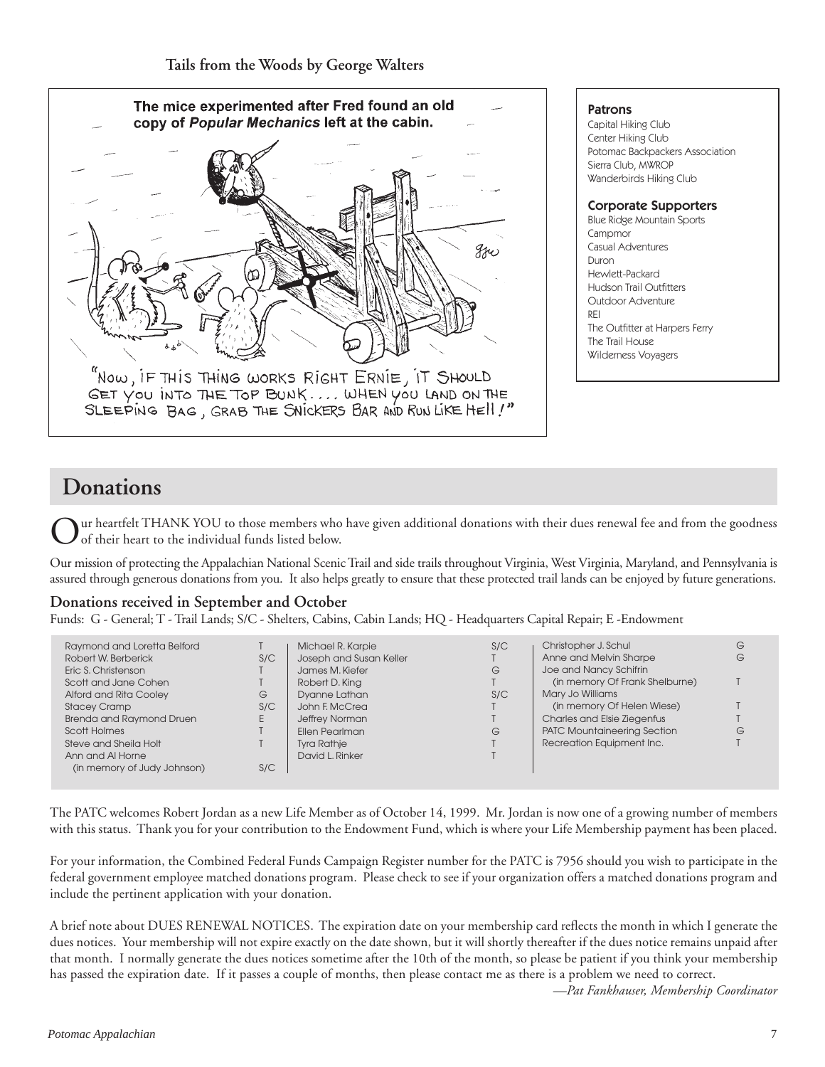**Tails from the Woods by George Walters**

The mice experimented after Fred found an old copy of *Popular Mechanics* left at the cabin.

"NOW, IF THIS THING WORKS RIGHT ERNIE, IT SHOULD GET YOU INTO THE TOP BUNK.... WHEN YOU LAND ON THE SLEEPING BAG, GRAB THE SNICKERS BAR AND RUN LIKE HELL!"

### Patrons

Capital Hiking Club
Center Hiking Club
Potomac Backpackers Association
Sierra Club, MWROP
Wanderbirds Hiking Club

### Corporate Supporters

Blue Ridge Mountain Sports
Campmor
Casual Adventures
Duron
Hewlett-Packard
Hudson Trail Outfitters
Outdoor Adventure
REI
The Outfitter at Harpers Ferry
The Trail House
Wilderness Voyagers

# Donations

Our heartfelt THANK YOU to those members who have given additional donations with their dues renewal fee and from the goodness of their heart to the individual funds listed below.

Our mission of protecting the Appalachian National Scenic Trail and side trails throughout Virginia, West Virginia, Maryland, and Pennsylvania is assured through generous donations from you. It also helps greatly to ensure that these protected trail lands can be enjoyed by future generations.

### Donations received in September and October

Funds: G - General; T - Trail Lands; S/C - Shelters, Cabins, Cabin Lands; HQ - Headquarters Capital Repair; E -Endowment

| Name | Fund |
|---|---|
| Raymond and Loretta Belford | T |
| Robert W. Berberick | S/C |
| Eric S. Christenson | T |
| Scott and Jane Cohen | T |
| Alford and Rita Cooley | G |
| Stacey Cramp | S/C |
| Brenda and Raymond Druen | E |
| Scott Holmes | T |
| Steve and Sheila Holt | T |
| Ann and Al Horne (in memory of Judy Johnson) | S/C |
| Michael R. Karpie | S/C |
| Joseph and Susan Keller | T |
| James M. Kiefer | G |
| Robert D. King | T |
| Dyanne Lathan | S/C |
| John F. McCrea | T |
| Jeffrey Norman | T |
| Ellen Pearlman | G |
| Tyra Rathje | T |
| David L. Rinker | T |
| Christopher J. Schul | G |
| Anne and Melvin Sharpe | G |
| Joe and Nancy Schifrin (in memory Of Frank Shelburne) | T |
| Mary Jo Williams (in memory Of Helen Wiese) | T |
| Charles and Elsie Ziegenfus | T |
| PATC Mountaineering Section | G |
| Recreation Equipment Inc. | T |

The PATC welcomes Robert Jordan as a new Life Member as of October 14, 1999. Mr. Jordan is now one of a growing number of members with this status. Thank you for your contribution to the Endowment Fund, which is where your Life Membership payment has been placed.

For your information, the Combined Federal Funds Campaign Register number for the PATC is 7956 should you wish to participate in the federal government employee matched donations program. Please check to see if your organization offers a matched donations program and include the pertinent application with your donation.

A brief note about DUES RENEWAL NOTICES. The expiration date on your membership card reflects the month in which I generate the dues notices. Your membership will not expire exactly on the date shown, but it will shortly thereafter if the dues notice remains unpaid after that month. I normally generate the dues notices sometime after the 10th of the month, so please be patient if you think your membership has passed the expiration date. If it passes a couple of months, then please contact me as there is a problem we need to correct.

*—Pat Fankhauser, Membership Coordinator*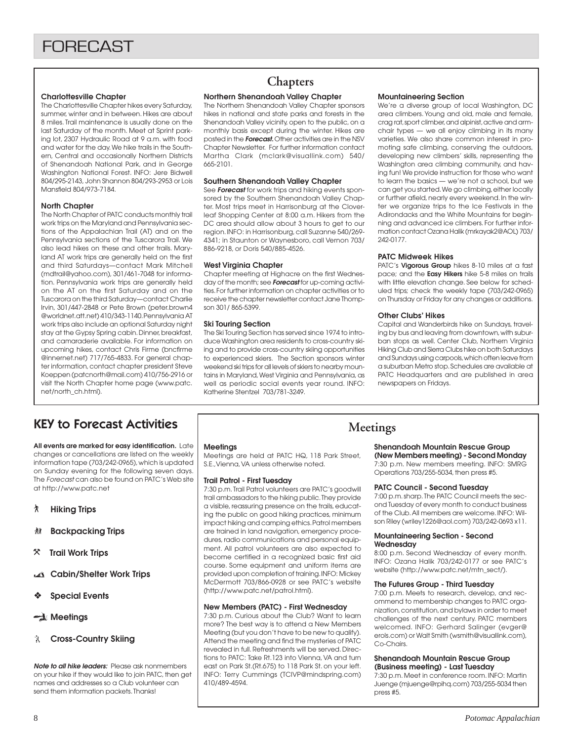# FORECAST

## Chapters

### Charlottesville Chapter

The Charlottesville Chapter hikes every Saturday, summer, winter and in between. Hikes are about 8 miles. Trail maintenance is usually done on the last Saturday of the month. Meet at Sprint parking lot, 2307 Hydraulic Road at 9 a.m. with food and water for the day. We hike trails in the Southern, Central and occasionally Northern Districts of Shenandoah National Park, and in George Washington National Forest. INFO: Jere Bidwell 804/295-2143, John Shannon 804/293-2953 or Lois Mansfield 804/973-7184.

### North Chapter

The North Chapter of PATC conducts monthly trail work trips on the Maryland and Pennsylvania sections of the Appalachian Trail (AT) and on the Pennsylvania sections of the Tuscarora Trail. We also lead hikes on these and other trails. Maryland AT work trips are generally held on the first and third Saturdays—contact Mark Mitchell (mdtrail@yahoo.com), 301/461-7048 for information. Pennsylvania work trips are generally held on the AT on the first Saturday and on the Tuscarora on the third Saturday—contact Charlie Irvin, 301/447-2848 or Pete Brown (peter.brown4 @worldnet.att.net) 410/343-1140. Pennsylvania AT work trips also include an optional Saturday night stay at the Gypsy Spring cabin. Dinner, breakfast, and camaraderie available. For information on upcoming hikes, contact Chris Firme (bncfirme @innernet.net) 717/765-4833. For general chapter information, contact chapter president Steve Koeppen (patcnorth@mail.com) 410/756-2916 or visit the North Chapter home page (www.patc.net/north_ch.html).

### Northern Shenandoah Valley Chapter

The Northern Shenandoah Valley Chapter sponsors hikes in national and state parks and forests in the Shenandoah Valley vicinity, open to the public, on a monthly basis except during the winter. Hikes are posted in the ***Forecast.*** Other activities are in the NSV Chapter Newsletter. For further information contact Martha Clark (mclark@visuallink.com) 540/665-2101.

### Southern Shenandoah Valley Chapter

See ***Forecast*** for work trips and hiking events sponsored by the Southern Shenandoah Valley Chapter. Most trips meet in Harrisonburg at the Cloverleaf Shopping Center at 8:00 a.m. Hikers from the DC area should allow about 3 hours to get to our region. INFO: in Harrisonburg, call Suzanne 540/269-4341; in Staunton or Waynesboro, call Vernon 703/886-9218, or Doris 540/885-4526.

### West Virginia Chapter

Chapter meeting at Highacre on the first Wednesday of the month; see ***Forecast*** for up-coming activities. For further information on chapter activities or to receive the chapter newsletter contact Jane Thompson 301/ 865-5399.

### Ski Touring Section

The Ski Touring Section has served since 1974 to introduce Washington area residents to cross-country skiing and to provide cross-country skiing opportunities to experienced skiers. The Section sponsors winter weekend ski trips for all levels of skiers to nearby mountains in Maryland, West Virginia and Pennsylvania, as well as periodic social events year round. INFO: Katherine Stentzel 703/781-3249.

### Mountaineering Section

We're a diverse group of local Washington, DC area climbers. Young and old, male and female, crag rat, sport climber, and alpinist, active and armchair types — we all enjoy climbing in its many varieties. We also share common interest in promoting safe climbing, conserving the outdoors, developing new climbers' skills, representing the Washington area climbing community, and having fun! We provide instruction for those who want to learn the basics — we're not a school, but we can get you started. We go climbing, either locally or further afield, nearly every weekend. In the winter we organize trips to the Ice Festivals in the Adirondacks and the White Mountains for beginning and advanced ice climbers. For further information contact Ozana Halik (mrkayak2@AOL) 703/242-0177.

### PATC Midweek Hikes

PATC's **Vigorous Group** hikes 8-10 miles at a fast pace; and the **Easy Hikers** hike 5-8 miles on trails with little elevation change. See below for scheduled trips; check the weekly tape (703/242-0965) on Thursday or Friday for any changes or additions.

### Other Clubs' Hikes

Capital and Wanderbirds hike on Sundays, traveling by bus and leaving from downtown, with suburban stops as well. Center Club, Northern Virginia Hiking Club and Sierra Clubs hike on both Saturdays and Sundays using carpools, which often leave from a suburban Metro stop. Schedules are available at PATC Headquarters and are published in area newspapers on Fridays.

## KEY to Forecast Activities

**All events are marked for easy identification.** Late changes or cancellations are listed on the weekly information tape (703/242-0965), which is updated on Sunday evening for the following seven days. The *Forecast* can also be found on PATC's Web site at http://www.patc.net

- **Hiking Trips**
- **Backpacking Trips**
- **Trail Work Trips**
- **Cabin/Shelter Work Trips**
- **Special Events**
- **Meetings**
- **Cross-Country Skiing**

***Note to all hike leaders:*** Please ask nonmembers on your hike if they would like to join PATC, then get names and addresses so a Club volunteer can send them information packets. Thanks!

## Meetings

### Meetings

Meetings are held at PATC HQ, 118 Park Street, S.E., Vienna, VA unless otherwise noted.

### Trail Patrol - First Tuesday

7:30 p.m. Trail Patrol volunteers are PATC's goodwill trail ambassadors to the hiking public. They provide a visible, reassuring presence on the trails, educating the public on good hiking practices, minimum impact hiking and camping ethics. Patrol members are trained in land navigation, emergency procedures, radio communications and personal equipment. All patrol volunteers are also expected to become certified in a recognized basic first aid course. Some equipment and uniform items are provided upon completion of training. INFO: Mickey McDermott 703/866-0928 or see PATC's website (http://www.patc.net/patrol.html).

### New Members (PATC) - First Wednesday

7:30 p.m. Curious about the Club? Want to learn more? The best way is to attend a New Members Meeting (but you don't have to be new to qualify). Attend the meeting and find the mysteries of PATC revealed in full. Refreshments will be served. Directions to PATC: Take Rt.123 into Vienna, VA and turn east on Park St.(Rt.675) to 118 Park St. on your left. INFO: Terry Cummings (TCIVP@mindspring.com) 410/489-4594.

### Shenandoah Mountain Rescue Group (New Members meeting) - Second Monday

7:30 p.m. New members meeting. INFO: SMRG Operations 703/255-5034, then press #5.

### PATC Council - Second Tuesday

7:00 p.m. sharp. The PATC Council meets the second Tuesday of every month to conduct business of the Club. All members are welcome. INFO: Wilson Riley (wriley1226@aol.com) 703/242-0693 x11.

### Mountaineering Section - Second Wednesday

8:00 p.m. Second Wednesday of every month. INFO: Ozana Halik 703/242-0177 or see PATC's website (http://www.patc.net/mtn_sect/).

### The Futures Group - Third Tuesday

7:00 p.m. Meets to research, develop, and recommend to membership changes to PATC organization, constitution, and bylaws in order to meet challenges of the next century. PATC members welcomed. INFO: Gerhard Salinger (evger@erols.com) or Walt Smith (wsmith@visuallink.com), Co-Chairs.

### Shenandoah Mountain Rescue Group (Business meeting) - Last Tuesday

7:30 p.m. Meet in conference room. INFO: Martin Juenge (mjuenge@rpihq.com) 703/255-5034 then press #5.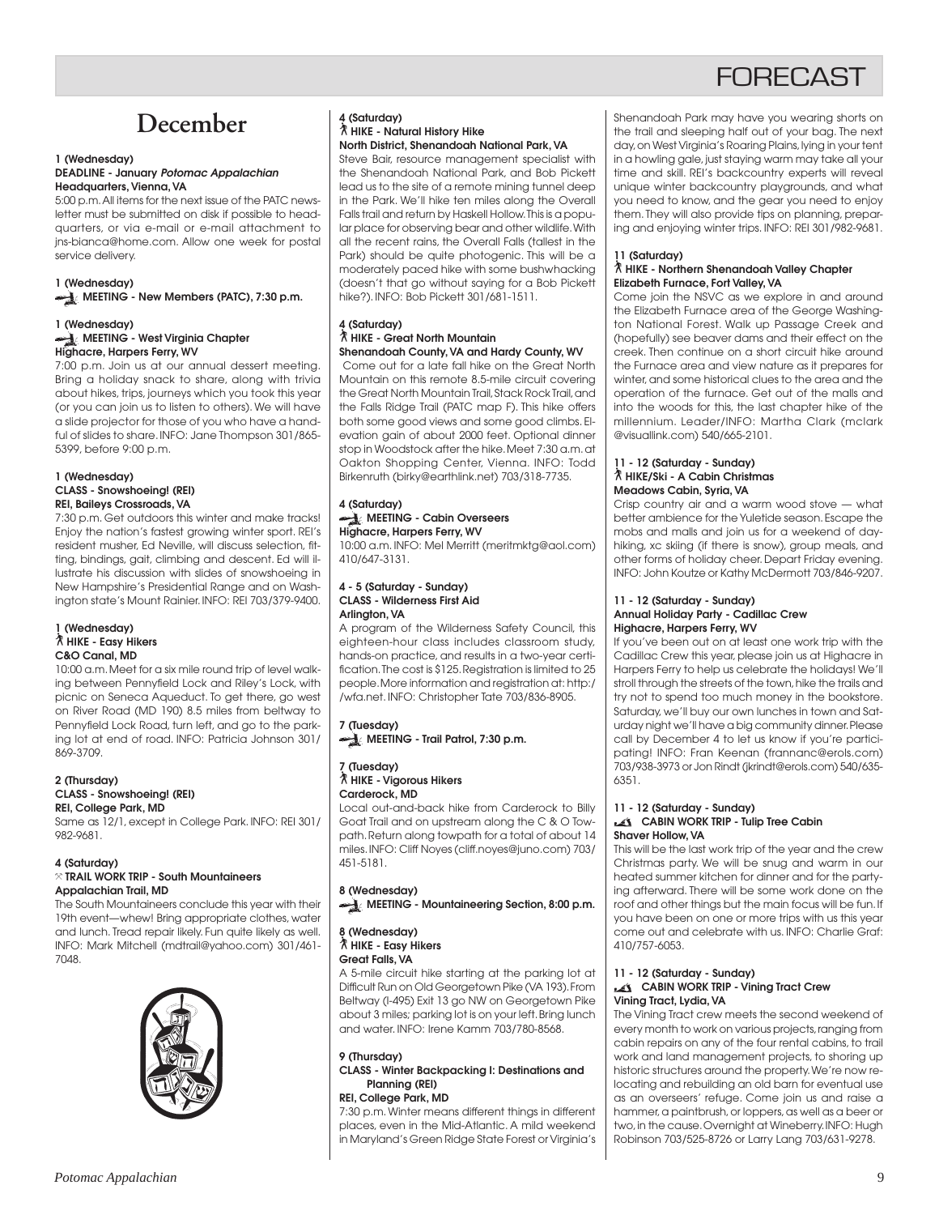# December

### 1 (Wednesday)
**DEADLINE - January *Potomac Appalachian***
**Headquarters, Vienna, VA**

5:00 p.m. All items for the next issue of the PATC newsletter must be submitted on disk if possible to headquarters, or via e-mail or e-mail attachment to jns-bianca@home.com. Allow one week for postal service delivery.

### 1 (Wednesday)
**MEETING - New Members (PATC), 7:30 p.m.**

### 1 (Wednesday)
**MEETING - West Virginia Chapter**
**Highacre, Harpers Ferry, WV**

7:00 p.m. Join us at our annual dessert meeting. Bring a holiday snack to share, along with trivia about hikes, trips, journeys which you took this year (or you can join us to listen to others). We will have a slide projector for those of you who have a handful of slides to share. INFO: Jane Thompson 301/865-5399, before 9:00 p.m.

### 1 (Wednesday)
**CLASS - Snowshoeing! (REI)**
**REI, Baileys Crossroads, VA**

7:30 p.m. Get outdoors this winter and make tracks! Enjoy the nation's fastest growing winter sport. REI's resident musher, Ed Neville, will discuss selection, fitting, bindings, gait, climbing and descent. Ed will illustrate his discussion with slides of snowshoeing in New Hampshire's Presidential Range and on Washington state's Mount Rainier. INFO: REI 703/379-9400.

### 1 (Wednesday)
**HIKE - Easy Hikers**
**C&O Canal, MD**

10:00 a.m. Meet for a six mile round trip of level walking between Pennyfield Lock and Riley's Lock, with picnic on Seneca Aqueduct. To get there, go west on River Road (MD 190) 8.5 miles from beltway to Pennyfield Lock Road, turn left, and go to the parking lot at end of road. INFO: Patricia Johnson 301/869-3709.

### 2 (Thursday)
**CLASS - Snowshoeing! (REI)**
**REI, College Park, MD**

Same as 12/1, except in College Park. INFO: REI 301/982-9681.

### 4 (Saturday)
**TRAIL WORK TRIP - South Mountaineers**
**Appalachian Trail, MD**

The South Mountaineers conclude this year with their 19th event—whew! Bring appropriate clothes, water and lunch. Tread repair likely. Fun quite likely as well. INFO: Mark Mitchell (mdtrail@yahoo.com) 301/461-7048.

### 4 (Saturday)
**HIKE - Natural History Hike**
**North District, Shenandoah National Park, VA**

Steve Bair, resource management specialist with the Shenandoah National Park, and Bob Pickett lead us to the site of a remote mining tunnel deep in the Park. We'll hike ten miles along the Overall Falls trail and return by Haskell Hollow. This is a popular place for observing bear and other wildlife. With all the recent rains, the Overall Falls (tallest in the Park) should be quite photogenic. This will be a moderately paced hike with some bushwhacking (doesn't that go without saying for a Bob Pickett hike?). INFO: Bob Pickett 301/681-1511.

### 4 (Saturday)
**HIKE - Great North Mountain**
**Shenandoah County, VA and Hardy County, WV**

Come out for a late fall hike on the Great North Mountain on this remote 8.5-mile circuit covering the Great North Mountain Trail, Stack Rock Trail, and the Falls Ridge Trail (PATC map F). This hike offers both some good views and some good climbs. Elevation gain of about 2000 feet. Optional dinner stop in Woodstock after the hike. Meet 7:30 a.m. at Oakton Shopping Center, Vienna. INFO: Todd Birkenruth (birky@earthlink.net) 703/318-7735.

### 4 (Saturday)
**MEETING - Cabin Overseers**
**Highacre, Harpers Ferry, WV**

10:00 a.m. INFO: Mel Merritt (meritmktg@aol.com) 410/647-3131.

### 4 - 5 (Saturday - Sunday)
**CLASS - Wilderness First Aid**
**Arlington, VA**

A program of the Wilderness Safety Council, this eighteen-hour class includes classroom study, hands-on practice, and results in a two-year certification. The cost is $125. Registration is limited to 25 people. More information and registration at: http://wfa.net. INFO: Christopher Tate 703/836-8905.

### 7 (Tuesday)
**MEETING - Trail Patrol, 7:30 p.m.**

### 7 (Tuesday)
**HIKE - Vigorous Hikers**
**Carderock, MD**

Local out-and-back hike from Carderock to Billy Goat Trail and on upstream along the C & O Towpath. Return along towpath for a total of about 14 miles. INFO: Cliff Noyes (cliff.noyes@juno.com) 703/451-5181.

### 8 (Wednesday)
**MEETING - Mountaineering Section, 8:00 p.m.**

### 8 (Wednesday)
**HIKE - Easy Hikers**
**Great Falls, VA**

A 5-mile circuit hike starting at the parking lot at Difficult Run on Old Georgetown Pike (VA 193). From Beltway (I-495) Exit 13 go NW on Georgetown Pike about 3 miles; parking lot is on your left. Bring lunch and water. INFO: Irene Kamm 703/780-8568.

### 9 (Thursday)
**CLASS - Winter Backpacking I: Destinations and Planning (REI)**
**REI, College Park, MD**

7:30 p.m. Winter means different things in different places, even in the Mid-Atlantic. A mild weekend in Maryland's Green Ridge State Forest or Virginia's Shenandoah Park may have you wearing shorts on the trail and sleeping half out of your bag. The next day, on West Virginia's Roaring Plains, lying in your tent in a howling gale, just staying warm may take all your time and skill. REI's backcountry experts will reveal unique winter backcountry playgrounds, and what you need to know, and the gear you need to enjoy them. They will also provide tips on planning, preparing and enjoying winter trips. INFO: REI 301/982-9681.

### 11 (Saturday)
**HIKE - Northern Shenandoah Valley Chapter**
**Elizabeth Furnace, Fort Valley, VA**

Come join the NSVC as we explore in and around the Elizabeth Furnace area of the George Washington National Forest. Walk up Passage Creek and (hopefully) see beaver dams and their effect on the creek. Then continue on a short circuit hike around the Furnace area and view nature as it prepares for winter, and some historical clues to the area and the operation of the furnace. Get out of the malls and into the woods for this, the last chapter hike of the millennium. Leader/INFO: Martha Clark (mclark@visuallink.com) 540/665-2101.

### 11 - 12 (Saturday - Sunday)
**HIKE/Ski - A Cabin Christmas**
**Meadows Cabin, Syria, VA**

Crisp country air and a warm wood stove — what better ambience for the Yuletide season. Escape the mobs and malls and join us for a weekend of day-hiking, xc skiing (if there is snow), group meals, and other forms of holiday cheer. Depart Friday evening. INFO: John Koutze or Kathy McDermott 703/846-9207.

### 11 - 12 (Saturday - Sunday)
**Annual Holiday Party - Cadillac Crew**
**Highacre, Harpers Ferry, WV**

If you've been out on at least one work trip with the Cadillac Crew this year, please join us at Highacre in Harpers Ferry to help us celebrate the holidays! We'll stroll through the streets of the town, hike the trails and try not to spend too much money in the bookstore. Saturday, we'll buy our own lunches in town and Saturday night we'll have a big community dinner. Please call by December 4 to let us know if you're participating! INFO: Fran Keenan (frannanc@erols.com) 703/938-3973 or Jon Rindt (jkrindt@erols.com) 540/635-6351.

### 11 - 12 (Saturday - Sunday)
**CABIN WORK TRIP - Tulip Tree Cabin**
**Shaver Hollow, VA**

This will be the last work trip of the year and the crew Christmas party. We will be snug and warm in our heated summer kitchen for dinner and for the partying afterward. There will be some work done on the roof and other things but the main focus will be fun. If you have been on one or more trips with us this year come out and celebrate with us. INFO: Charlie Graf: 410/757-6053.

### 11 - 12 (Saturday - Sunday)
**CABIN WORK TRIP - Vining Tract Crew**
**Vining Tract, Lydia, VA**

The Vining Tract crew meets the second weekend of every month to work on various projects, ranging from cabin repairs on any of the four rental cabins, to trail work and land management projects, to shoring up historic structures around the property. We're now relocating and rebuilding an old barn for eventual use as an overseers' refuge. Come join us and raise a hammer, a paintbrush, or loppers, as well as a beer or two, in the cause. Overnight at Wineberry. INFO: Hugh Robinson 703/525-8726 or Larry Lang 703/631-9278.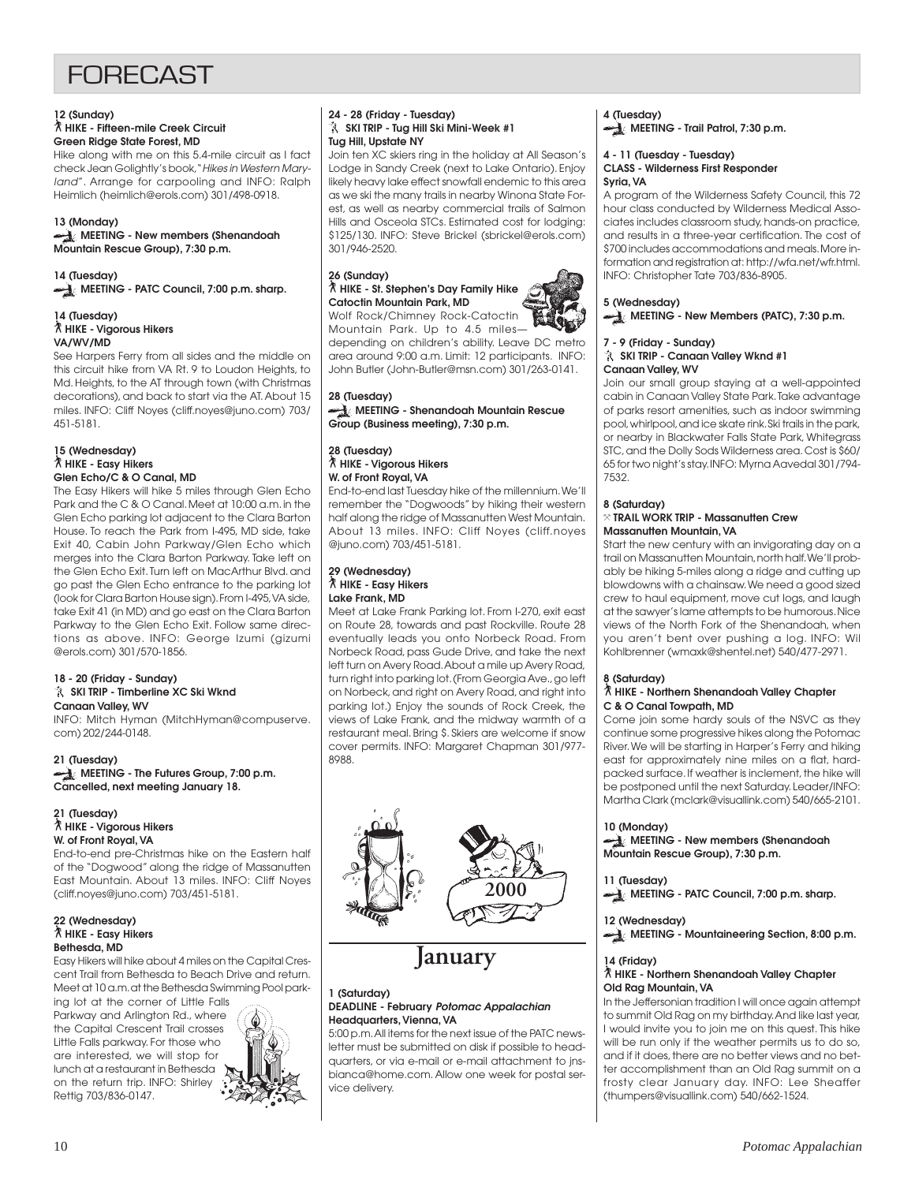# FORECAST

**12 (Sunday)**
**HIKE - Fifteen-mile Creek Circuit**
**Green Ridge State Forest, MD**

Hike along with me on this 5.4-mile circuit as I fact check Jean Golightly's book, "*Hikes in Western Maryland*". Arrange for carpooling and INFO: Ralph Heimlich (heimlich@erols.com) 301/498-0918.

**13 (Monday)**
**MEETING - New members (Shenandoah Mountain Rescue Group), 7:30 p.m.**

**14 (Tuesday)**
**MEETING - PATC Council, 7:00 p.m. sharp.**

**14 (Tuesday)**
**HIKE - Vigorous Hikers**
**VA/WV/MD**

See Harpers Ferry from all sides and the middle on this circuit hike from VA Rt. 9 to Loudon Heights, to Md. Heights, to the AT through town (with Christmas decorations), and back to start via the AT. About 15 miles. INFO: Cliff Noyes (cliff.noyes@juno.com) 703/451-5181.

**15 (Wednesday)**
**HIKE - Easy Hikers**
**Glen Echo/C & O Canal, MD**

The Easy Hikers will hike 5 miles through Glen Echo Park and the C & O Canal. Meet at 10:00 a.m. in the Glen Echo parking lot adjacent to the Clara Barton House. To reach the Park from I-495, MD side, take Exit 40, Cabin John Parkway/Glen Echo which merges into the Clara Barton Parkway. Take left on the Glen Echo Exit. Turn left on MacArthur Blvd. and go past the Glen Echo entrance to the parking lot (look for Clara Barton House sign). From I-495, VA side, take Exit 41 (in MD) and go east on the Clara Barton Parkway to the Glen Echo Exit. Follow same directions as above. INFO: George Izumi (gizumi @erols.com) 301/570-1856.

**18 - 20 (Friday - Sunday)**
**SKI TRIP - Timberline XC Ski Wknd**
**Canaan Valley, WV**

INFO: Mitch Hyman (MitchHyman@compuserve.com) 202/244-0148.

**21 (Tuesday)**
**MEETING - The Futures Group, 7:00 p.m. Cancelled, next meeting January 18.**

**21 (Tuesday)**
**HIKE - Vigorous Hikers**
**W. of Front Royal, VA**

End-to-end pre-Christmas hike on the Eastern half of the "Dogwood" along the ridge of Massanutten East Mountain. About 13 miles. INFO: Cliff Noyes (cliff.noyes@juno.com) 703/451-5181.

**22 (Wednesday)**
**HIKE - Easy Hikers**
**Bethesda, MD**

Easy Hikers will hike about 4 miles on the Capital Crescent Trail from Bethesda to Beach Drive and return. Meet at 10 a.m. at the Bethesda Swimming Pool parking lot at the corner of Little Falls Parkway and Arlington Rd., where the Capital Crescent Trail crosses Little Falls parkway. For those who are interested, we will stop for lunch at a restaurant in Bethesda on the return trip. INFO: Shirley Rettig 703/836-0147.

**24 - 28 (Friday - Tuesday)**
**SKI TRIP - Tug Hill Ski Mini-Week #1**
**Tug Hill, Upstate NY**

Join ten XC skiers ring in the holiday at All Season's Lodge in Sandy Creek (next to Lake Ontario). Enjoy likely heavy lake effect snowfall endemic to this area as we ski the many trails in nearby Winona State Forest, as well as nearby commercial trails of Salmon Hills and Osceola STCs. Estimated cost for lodging: $125/130. INFO: Steve Brickel (sbrickel@erols.com) 301/946-2520.

**26 (Sunday)**
**HIKE - St. Stephen's Day Family Hike**
**Catoctin Mountain Park, MD**

Wolf Rock/Chimney Rock-Catoctin Mountain Park. Up to 4.5 miles—depending on children's ability. Leave DC metro area around 9:00 a.m. Limit: 12 participants. INFO: John Butler (John-Butler@msn.com) 301/263-0141.

**28 (Tuesday)**
**MEETING - Shenandoah Mountain Rescue Group (Business meeting), 7:30 p.m.**

**28 (Tuesday)**
**HIKE - Vigorous Hikers**
**W. of Front Royal, VA**

End-to-end last Tuesday hike of the millennium. We'll remember the "Dogwoods" by hiking their western half along the ridge of Massanutten West Mountain. About 13 miles. INFO: Cliff Noyes (cliff.noyes @juno.com) 703/451-5181.

**29 (Wednesday)**
**HIKE - Easy Hikers**
**Lake Frank, MD**

Meet at Lake Frank Parking lot. From I-270, exit east on Route 28, towards and past Rockville. Route 28 eventually leads you onto Norbeck Road. From Norbeck Road, pass Gude Drive, and take the next left turn on Avery Road. About a mile up Avery Road, turn right into parking lot. (From Georgia Ave., go left on Norbeck, and right on Avery Road, and right into parking lot.) Enjoy the sounds of Rock Creek, the views of Lake Frank, and the midway warmth of a restaurant meal. Bring $. Skiers are welcome if snow cover permits. INFO: Margaret Chapman 301/977-8988.

# January

**1 (Saturday)**
**DEADLINE - February *Potomac Appalachian***
**Headquarters, Vienna, VA**

5:00 p.m. All items for the next issue of the PATC newsletter must be submitted on disk if possible to headquarters, or via e-mail or e-mail attachment to jnsbianca@home.com. Allow one week for postal service delivery.

**4 (Tuesday)**
**MEETING - Trail Patrol, 7:30 p.m.**

**4 - 11 (Tuesday - Tuesday)**
**CLASS - Wilderness First Responder**
**Syria, VA**

A program of the Wilderness Safety Council, this 72 hour class conducted by Wilderness Medical Associates includes classroom study, hands-on practice, and results in a three-year certification. The cost of $700 includes accommodations and meals. More information and registration at: http://wfa.net/wfr.html. INFO: Christopher Tate 703/836-8905.

**5 (Wednesday)**
**MEETING - New Members (PATC), 7:30 p.m.**

**7 - 9 (Friday - Sunday)**
**SKI TRIP - Canaan Valley Wknd #1**
**Canaan Valley, WV**

Join our small group staying at a well-appointed cabin in Canaan Valley State Park. Take advantage of parks resort amenities, such as indoor swimming pool, whirlpool, and ice skate rink. Ski trails in the park, or nearby in Blackwater Falls State Park, Whitegrass STC, and the Dolly Sods Wilderness area. Cost is $60/65 for two night's stay. INFO: Myrna Aavedal 301/794-7532.

**8 (Saturday)**
**TRAIL WORK TRIP - Massanutten Crew**
**Massanutten Mountain, VA**

Start the new century with an invigorating day on a trail on Massanutten Mountain, north half. We'll probably be hiking 5-miles along a ridge and cutting up blowdowns with a chainsaw. We need a good sized crew to haul equipment, move cut logs, and laugh at the sawyer's lame attempts to be humorous. Nice views of the North Fork of the Shenandoah, when you aren't bent over pushing a log. INFO: Wil Kohlbrenner (wmaxk@shentel.net) 540/477-2971.

**8 (Saturday)**
**HIKE - Northern Shenandoah Valley Chapter**
**C & O Canal Towpath, MD**

Come join some hardy souls of the NSVC as they continue some progressive hikes along the Potomac River. We will be starting in Harper's Ferry and hiking east for approximately nine miles on a flat, hard-packed surface. If weather is inclement, the hike will be postponed until the next Saturday. Leader/INFO: Martha Clark (mclark@visuallink.com) 540/665-2101.

**10 (Monday)**
**MEETING - New members (Shenandoah Mountain Rescue Group), 7:30 p.m.**

**11 (Tuesday)**
**MEETING - PATC Council, 7:00 p.m. sharp.**

**12 (Wednesday)**
**MEETING - Mountaineering Section, 8:00 p.m.**

**14 (Friday)**
**HIKE - Northern Shenandoah Valley Chapter**
**Old Rag Mountain, VA**

In the Jeffersonian tradition I will once again attempt to summit Old Rag on my birthday. And like last year, I would invite you to join me on this quest. This hike will be run only if the weather permits us to do so, and if it does, there are no better views and no better accomplishment than an Old Rag summit on a frosty clear January day. INFO: Lee Sheaffer (thumpers@visuallink.com) 540/662-1524.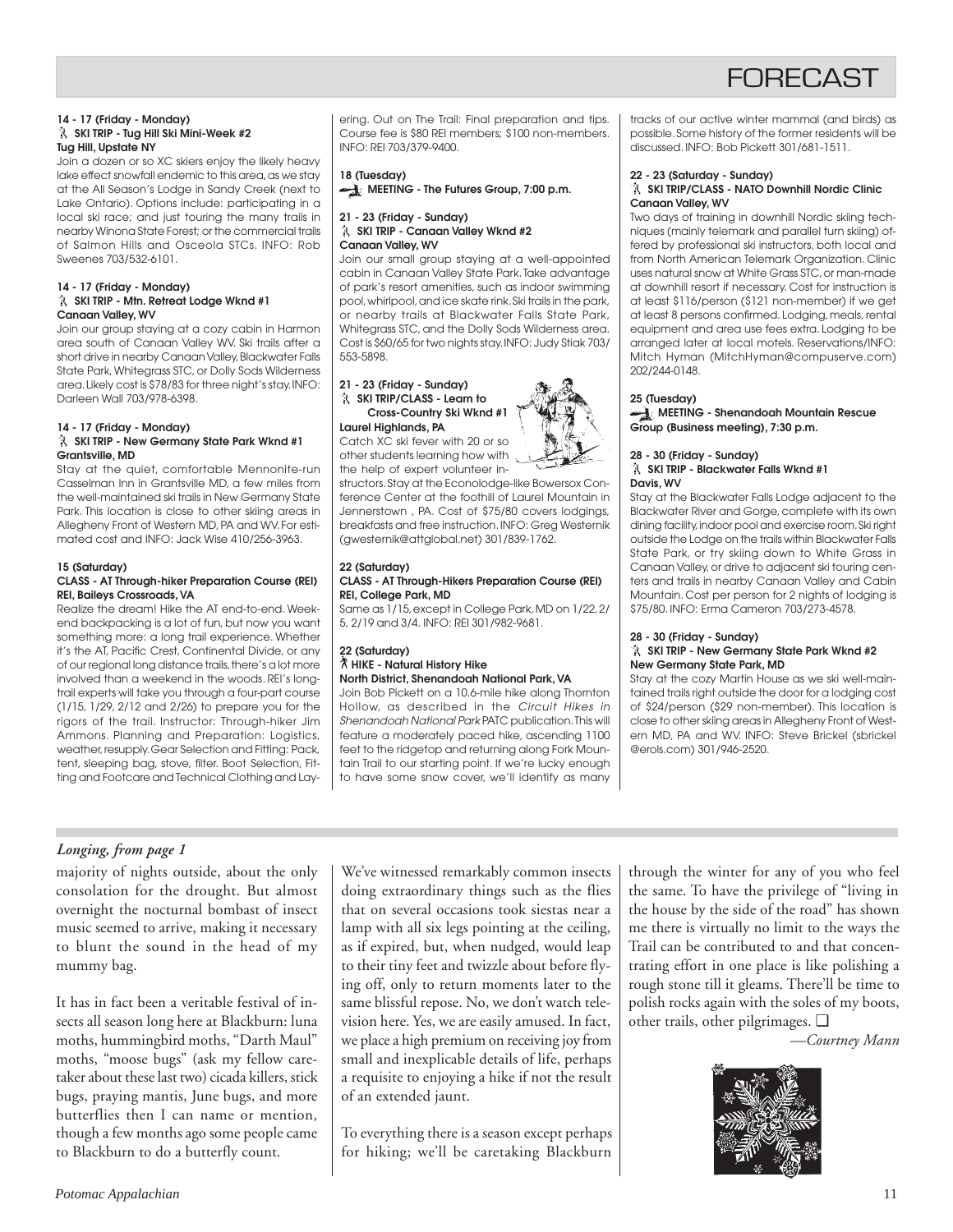# FORECAST

**14 - 17 (Friday - Monday)**
**SKI TRIP - Tug Hill Ski Mini-Week #2**
**Tug Hill, Upstate NY**

Join a dozen or so XC skiers enjoy the likely heavy lake effect snowfall endemic to this area, as we stay at the All Season's Lodge in Sandy Creek (next to Lake Ontario). Options include: participating in a local ski race; and just touring the many trails in nearby Winona State Forest; or the commercial trails of Salmon Hills and Osceola STCs. INFO: Rob Sweenes 703/532-6101.

**14 - 17 (Friday - Monday)**
**SKI TRIP - Mtn. Retreat Lodge Wknd #1**
**Canaan Valley, WV**

Join our group staying at a cozy cabin in Harmon area south of Canaan Valley WV. Ski trails after a short drive in nearby Canaan Valley, Blackwater Falls State Park, Whitegrass STC, or Dolly Sods Wilderness area. Likely cost is $78/83 for three night's stay. INFO: Darleen Wall 703/978-6398.

**14 - 17 (Friday - Monday)**
**SKI TRIP - New Germany State Park Wknd #1**
**Grantsville, MD**

Stay at the quiet, comfortable Mennonite-run Casselman Inn in Grantsville MD, a few miles from the well-maintained ski trails in New Germany State Park. This location is close to other skiing areas in Allegheny Front of Western MD, PA and WV. For estimated cost and INFO: Jack Wise 410/256-3963.

**15 (Saturday)**
**CLASS - AT Through-hiker Preparation Course (REI)**
**REI, Baileys Crossroads, VA**

Realize the dream! Hike the AT end-to-end. Weekend backpacking is a lot of fun, but now you want something more: a long trail experience. Whether it's the AT, Pacific Crest, Continental Divide, or any of our regional long distance trails, there's a lot more involved than a weekend in the woods. REI's long-trail experts will take you through a four-part course (1/15, 1/29, 2/12 and 2/26) to prepare you for the rigors of the trail. Instructor: Through-hiker Jim Ammons. Planning and Preparation: Logistics, weather, resupply. Gear Selection and Fitting: Pack, tent, sleeping bag, stove, filter. Boot Selection, Fitting and Footcare and Technical Clothing and Layering. Out on The Trail: Final preparation and tips. Course fee is $80 REI members; $100 non-members. INFO: REI 703/379-9400.

**18 (Tuesday)**
**MEETING - The Futures Group, 7:00 p.m.**

**21 - 23 (Friday - Sunday)**
**SKI TRIP - Canaan Valley Wknd #2**
**Canaan Valley, WV**

Join our small group staying at a well-appointed cabin in Canaan Valley State Park. Take advantage of park's resort amenities, such as indoor swimming pool, whirlpool, and ice skate rink. Ski trails in the park, or nearby trails at Blackwater Falls State Park, Whitegrass STC, and the Dolly Sods Wilderness area. Cost is $60/65 for two nights stay. INFO: Judy Stiak 703/553-5898.

**21 - 23 (Friday - Sunday)**
**SKI TRIP/CLASS - Learn to Cross-Country Ski Wknd #1**
**Laurel Highlands, PA**

Catch XC ski fever with 20 or so other students learning how with the help of expert volunteer instructors. Stay at the Econolodge-like Bowersox Conference Center at the foothill of Laurel Mountain in Jennerstown , PA. Cost of $75/80 covers lodgings, breakfasts and free instruction. INFO: Greg Westernik (gwesternik@attglobal.net) 301/839-1762.

**22 (Saturday)**
**CLASS - AT Through-Hikers Preparation Course (REI)**
**REI, College Park, MD**

Same as 1/15, except in College Park, MD on 1/22, 2/5, 2/19 and 3/4. INFO: REI 301/982-9681.

**22 (Saturday)**
**HIKE - Natural History Hike**
**North District, Shenandoah National Park, VA**

Join Bob Pickett on a 10.6-mile hike along Thornton Hollow, as described in the *Circuit Hikes in Shenandoah National Park* PATC publication. This will feature a moderately paced hike, ascending 1100 feet to the ridgetop and returning along Fork Mountain Trail to our starting point. If we're lucky enough to have some snow cover, we'll identify as many tracks of our active winter mammal (and birds) as possible. Some history of the former residents will be discussed. INFO: Bob Pickett 301/681-1511.

**22 - 23 (Saturday - Sunday)**
**SKI TRIP/CLASS - NATO Downhill Nordic Clinic**
**Canaan Valley, WV**

Two days of training in downhill Nordic skiing techniques (mainly telemark and parallel turn skiing) offered by professional ski instructors, both local and from North American Telemark Organization. Clinic uses natural snow at White Grass STC, or man-made at downhill resort if necessary. Cost for instruction is at least $116/person ($121 non-member) if we get at least 8 persons confirmed. Lodging, meals, rental equipment and area use fees extra. Lodging to be arranged later at local motels. Reservations/INFO: Mitch Hyman (MitchHyman@compuserve.com) 202/244-0148.

**25 (Tuesday)**
**MEETING - Shenandoah Mountain Rescue Group (Business meeting), 7:30 p.m.**

**28 - 30 (Friday - Sunday)**
**SKI TRIP - Blackwater Falls Wknd #1**
**Davis, WV**

Stay at the Blackwater Falls Lodge adjacent to the Blackwater River and Gorge, complete with its own dining facility, indoor pool and exercise room. Ski right outside the Lodge on the trails within Blackwater Falls State Park, or try skiing down to White Grass in Canaan Valley, or drive to adjacent ski touring centers and trails in nearby Canaan Valley and Cabin Mountain. Cost per person for 2 nights of lodging is $75/80. INFO: Erma Cameron 703/273-4578.

**28 - 30 (Friday - Sunday)**
**SKI TRIP - New Germany State Park Wknd #2**
**New Germany State Park, MD**

Stay at the cozy Martin House as we ski well-maintained trails right outside the door for a lodging cost of $24/person ($29 non-member). This location is close to other skiing areas in Allegheny Front of Western MD, PA and WV. INFO: Steve Brickel (sbrickel @erols.com) 301/946-2520.

---

*Longing, from page 1*

majority of nights outside, about the only consolation for the drought. But almost overnight the nocturnal bombast of insect music seemed to arrive, making it necessary to blunt the sound in the head of my mummy bag.

It has in fact been a veritable festival of insects all season long here at Blackburn: luna moths, hummingbird moths, "Darth Maul" moths, "moose bugs" (ask my fellow caretaker about these last two) cicada killers, stick bugs, praying mantis, June bugs, and more butterflies then I can name or mention, though a few months ago some people came to Blackburn to do a butterfly count.

We've witnessed remarkably common insects doing extraordinary things such as the flies that on several occasions took siestas near a lamp with all six legs pointing at the ceiling, as if expired, but, when nudged, would leap to their tiny feet and twizzle about before flying off, only to return moments later to the same blissful repose. No, we don't watch television here. Yes, we are easily amused. In fact, we place a high premium on receiving joy from small and inexplicable details of life, perhaps a requisite to enjoying a hike if not the result of an extended jaunt.

To everything there is a season except perhaps for hiking; we'll be caretaking Blackburn through the winter for any of you who feel the same. To have the privilege of "living in the house by the side of the road" has shown me there is virtually no limit to the ways the Trail can be contributed to and that concentrating effort in one place is like polishing a rough stone till it gleams. There'll be time to polish rocks again with the soles of my boots, other trails, other pilgrimages. ❑

*—Courtney Mann*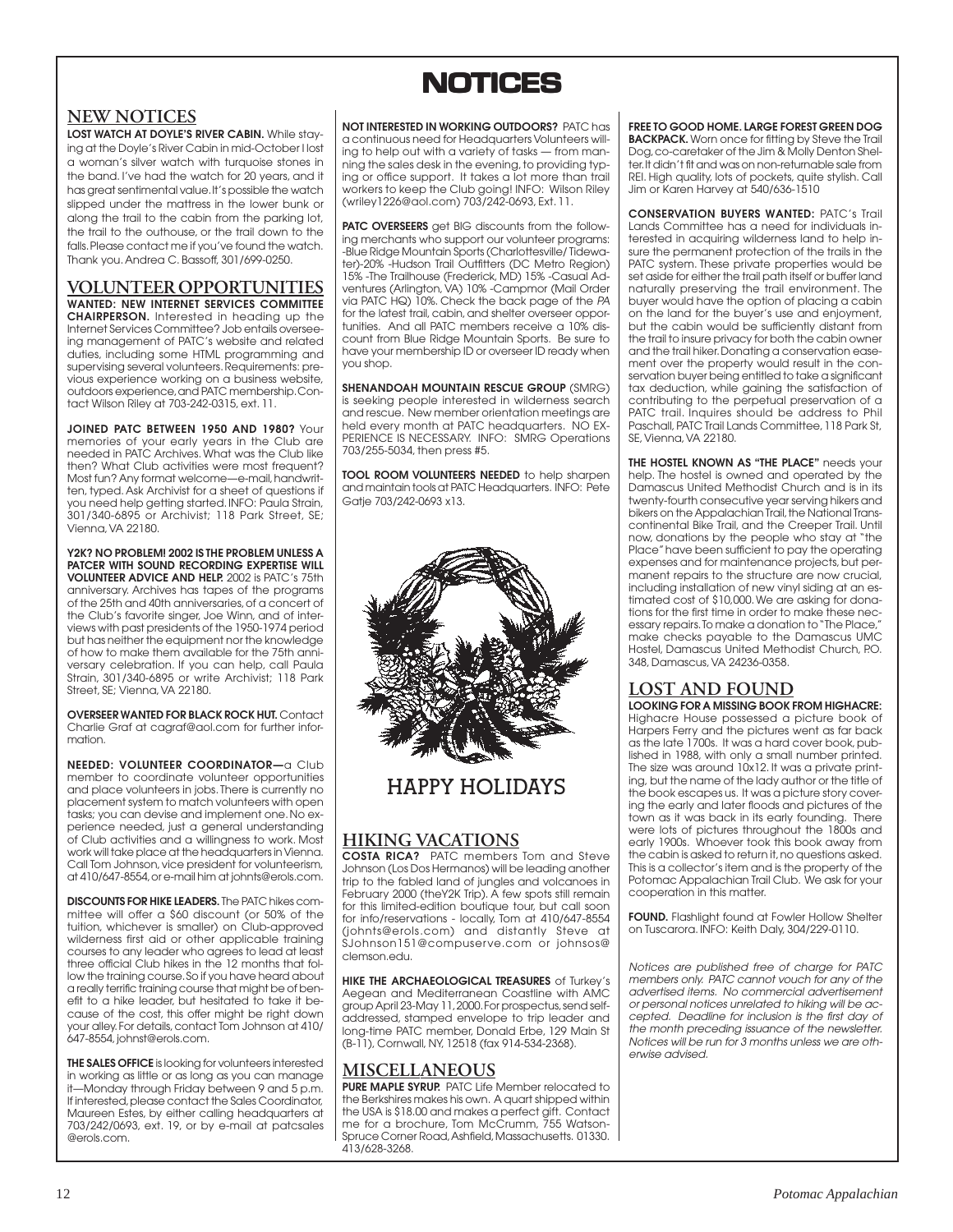# NOTICES

## NEW NOTICES

**LOST WATCH AT DOYLE'S RIVER CABIN.** While staying at the Doyle's River Cabin in mid-October I lost a woman's silver watch with turquoise stones in the band. I've had the watch for 20 years, and it has great sentimental value. It's possible the watch slipped under the mattress in the lower bunk or along the trail to the cabin from the parking lot, the trail to the outhouse, or the trail down to the falls. Please contact me if you've found the watch. Thank you. Andrea C. Bassoff, 301/699-0250.

## VOLUNTEER OPPORTUNITIES

**WANTED: NEW INTERNET SERVICES COMMITTEE CHAIRPERSON.** Interested in heading up the Internet Services Committee? Job entails overseeing management of PATC's website and related duties, including some HTML programming and supervising several volunteers. Requirements: previous experience working on a business website, outdoors experience, and PATC membership. Contact Wilson Riley at 703-242-0315, ext. 11.

**JOINED PATC BETWEEN 1950 AND 1980?** Your memories of your early years in the Club are needed in PATC Archives. What was the Club like then? What Club activities were most frequent? Most fun? Any format welcome—e-mail, handwritten, typed. Ask Archivist for a sheet of questions if you need help getting started. INFO: Paula Strain, 301/340-6895 or Archivist; 118 Park Street, SE; Vienna, VA 22180.

**Y2K? NO PROBLEM! 2002 IS THE PROBLEM UNLESS A PATCER WITH SOUND RECORDING EXPERTISE WILL VOLUNTEER ADVICE AND HELP.** 2002 is PATC's 75th anniversary. Archives has tapes of the programs of the 25th and 40th anniversaries, of a concert of the Club's favorite singer, Joe Winn, and of interviews with past presidents of the 1950-1974 period but has neither the equipment nor the knowledge of how to make them available for the 75th anniversary celebration. If you can help, call Paula Strain, 301/340-6895 or write Archivist; 118 Park Street, SE; Vienna, VA 22180.

**OVERSEER WANTED FOR BLACK ROCK HUT.** Contact Charlie Graf at cagraf@aol.com for further information.

**NEEDED: VOLUNTEER COORDINATOR—**a Club member to coordinate volunteer opportunities and place volunteers in jobs. There is currently no placement system to match volunteers with open tasks; you can devise and implement one. No experience needed, just a general understanding of Club activities and a willingness to work. Most work will take place at the headquarters in Vienna. Call Tom Johnson, vice president for volunteerism, at 410/647-8554, or e-mail him at johnts@erols.com.

**DISCOUNTS FOR HIKE LEADERS.** The PATC hikes committee will offer a $60 discount (or 50% of the tuition, whichever is smaller) on Club-approved wilderness first aid or other applicable training courses to any leader who agrees to lead at least three official Club hikes in the 12 months that follow the training course. So if you have heard about a really terrific training course that might be of benefit to a hike leader, but hesitated to take it because of the cost, this offer might be right down your alley. For details, contact Tom Johnson at 410/647-8554, johnst@erols.com.

**THE SALES OFFICE** is looking for volunteers interested in working as little or as long as you can manage it—Monday through Friday between 9 and 5 p.m. If interested, please contact the Sales Coordinator, Maureen Estes, by either calling headquarters at 703/242/0693, ext. 19, or by e-mail at patcsales @erols.com.

**NOT INTERESTED IN WORKING OUTDOORS?** PATC has a continuous need for Headquarters Volunteers willing to help out with a variety of tasks — from manning the sales desk in the evening, to providing typing or office support. It takes a lot more than trail workers to keep the Club going! INFO: Wilson Riley (wriley1226@aol.com) 703/242-0693, Ext. 11.

**PATC OVERSEERS** get BIG discounts from the following merchants who support our volunteer programs: -Blue Ridge Mountain Sports (Charlottesville/ Tidewater)-20% -Hudson Trail Outfitters (DC Metro Region) 15% -The Trailhouse (Frederick, MD) 15% -Casual Adventures (Arlington, VA) 10% -Campmor (Mail Order via PATC HQ) 10%. Check the back page of the *PA* for the latest trail, cabin, and shelter overseer opportunities. And all PATC members receive a 10% discount from Blue Ridge Mountain Sports. Be sure to have your membership ID or overseer ID ready when you shop.

**SHENANDOAH MOUNTAIN RESCUE GROUP** (SMRG) is seeking people interested in wilderness search and rescue. New member orientation meetings are held every month at PATC headquarters. NO EXPERIENCE IS NECESSARY. INFO: SMRG Operations 703/255-5034, then press #5.

**TOOL ROOM VOLUNTEERS NEEDED** to help sharpen and maintain tools at PATC Headquarters. INFO: Pete Gatje 703/242-0693 x13.

HAPPY HOLIDAYS

## HIKING VACATIONS

**COSTA RICA?** PATC members Tom and Steve Johnson (Los Dos Hermanos) will be leading another trip to the fabled land of jungles and volcanoes in February 2000 (theY2K Trip). A few spots still remain for this limited-edition boutique tour, but call soon for info/reservations - locally, Tom at 410/647-8554 (johnts@erols.com) and distantly Steve at SJohnson151@compuserve.com or johnsos@ clemson.edu.

**HIKE THE ARCHAEOLOGICAL TREASURES** of Turkey's Aegean and Mediterranean Coastline with AMC group April 23-May 11, 2000. For prospectus, send self-addressed, stamped envelope to trip leader and long-time PATC member, Donald Erbe, 129 Main St (B-11), Cornwall, NY, 12518 (fax 914-534-2368).

## MISCELLANEOUS

**PURE MAPLE SYRUP.** PATC Life Member relocated to the Berkshires makes his own. A quart shipped within the USA is $18.00 and makes a perfect gift. Contact me for a brochure, Tom McCrumm, 755 Watson-Spruce Corner Road, Ashfield, Massachusetts. 01330. 413/628-3268.

**FREE TO GOOD HOME. LARGE FOREST GREEN DOG BACKPACK.** Worn once for fitting by Steve the Trail Dog, co-caretaker of the Jim & Molly Denton Shelter. It didn't fit and was on non-returnable sale from REI. High quality, lots of pockets, quite stylish. Call Jim or Karen Harvey at 540/636-1510

**CONSERVATION BUYERS WANTED:** PATC's Trail Lands Committee has a need for individuals interested in acquiring wilderness land to help insure the permanent protection of the trails in the PATC system. These private properties would be set aside for either the trail path itself or buffer land naturally preserving the trail environment. The buyer would have the option of placing a cabin on the land for the buyer's use and enjoyment, but the cabin would be sufficiently distant from the trail to insure privacy for both the cabin owner and the trail hiker. Donating a conservation easement over the property would result in the conservation buyer being entitled to take a significant tax deduction, while gaining the satisfaction of contributing to the perpetual preservation of a PATC trail. Inquires should be address to Phil Paschall, PATC Trail Lands Committee, 118 Park St, SE, Vienna, VA 22180.

**THE HOSTEL KNOWN AS "THE PLACE"** needs your help. The hostel is owned and operated by the Damascus United Methodist Church and is in its twenty-fourth consecutive year serving hikers and bikers on the Appalachian Trail, the National Transcontinental Bike Trail, and the Creeper Trail. Until now, donations by the people who stay at "the Place" have been sufficient to pay the operating expenses and for maintenance projects, but permanent repairs to the structure are now crucial, including installation of new vinyl siding at an estimated cost of $10,000. We are asking for donations for the first time in order to make these necessary repairs. To make a donation to "The Place," make checks payable to the Damascus UMC Hostel, Damascus United Methodist Church, P.O. 348, Damascus, VA 24236-0358.

## LOST AND FOUND

**LOOKING FOR A MISSING BOOK FROM HIGHACRE:** Highacre House possessed a picture book of Harpers Ferry and the pictures went as far back as the late 1700s. It was a hard cover book, published in 1988, with only a small number printed. The size was around 10x12. It was a private printing, but the name of the lady author or the title of the book escapes us. It was a picture story covering the early and later floods and pictures of the town as it was back in its early founding. There were lots of pictures throughout the 1800s and early 1900s. Whoever took this book away from the cabin is asked to return it, no questions asked. This is a collector's item and is the property of the Potomac Appalachian Trail Club. We ask for your cooperation in this matter.

**FOUND.** Flashlight found at Fowler Hollow Shelter on Tuscarora. INFO: Keith Daly, 304/229-0110.

*Notices are published free of charge for PATC members only. PATC cannot vouch for any of the advertised items. No commercial advertisement or personal notices unrelated to hiking will be accepted. Deadline for inclusion is the first day of the month preceding issuance of the newsletter. Notices will be run for 3 months unless we are otherwise advised.*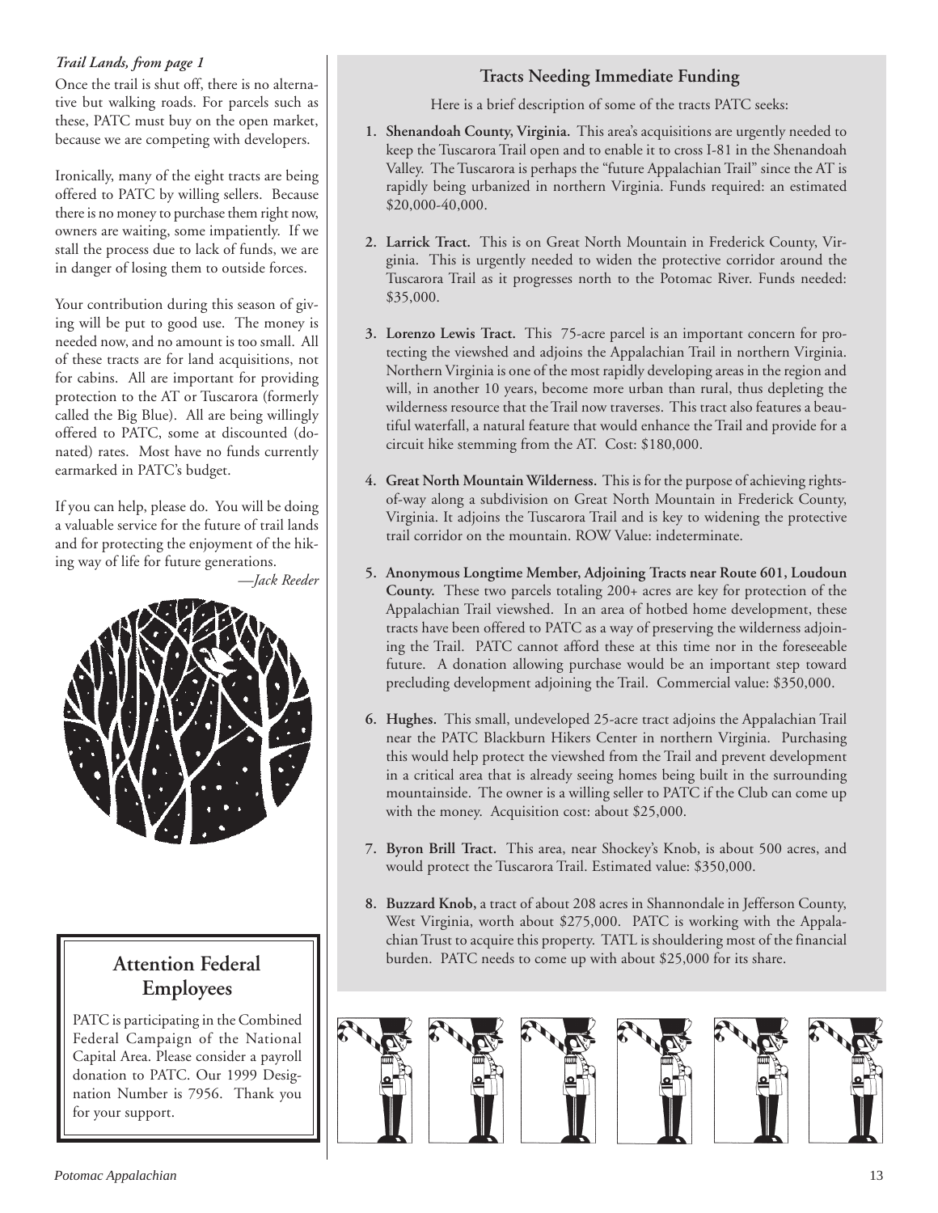*Trail Lands, from page 1*

Once the trail is shut off, there is no alternative but walking roads. For parcels such as these, PATC must buy on the open market, because we are competing with developers.

Ironically, many of the eight tracts are being offered to PATC by willing sellers. Because there is no money to purchase them right now, owners are waiting, some impatiently. If we stall the process due to lack of funds, we are in danger of losing them to outside forces.

Your contribution during this season of giving will be put to good use. The money is needed now, and no amount is too small. All of these tracts are for land acquisitions, not for cabins. All are important for providing protection to the AT or Tuscarora (formerly called the Big Blue). All are being willingly offered to PATC, some at discounted (donated) rates. Most have no funds currently earmarked in PATC's budget.

If you can help, please do. You will be doing a valuable service for the future of trail lands and for protecting the enjoyment of the hiking way of life for future generations.

*—Jack Reeder*

## Tracts Needing Immediate Funding

Here is a brief description of some of the tracts PATC seeks:

1. **Shenandoah County, Virginia.** This area's acquisitions are urgently needed to keep the Tuscarora Trail open and to enable it to cross I-81 in the Shenandoah Valley. The Tuscarora is perhaps the "future Appalachian Trail" since the AT is rapidly being urbanized in northern Virginia. Funds required: an estimated $20,000-40,000.

2. **Larrick Tract.** This is on Great North Mountain in Frederick County, Virginia. This is urgently needed to widen the protective corridor around the Tuscarora Trail as it progresses north to the Potomac River. Funds needed: $35,000.

3. **Lorenzo Lewis Tract.** This 75-acre parcel is an important concern for protecting the viewshed and adjoins the Appalachian Trail in northern Virginia. Northern Virginia is one of the most rapidly developing areas in the region and will, in another 10 years, become more urban than rural, thus depleting the wilderness resource that the Trail now traverses. This tract also features a beautiful waterfall, a natural feature that would enhance the Trail and provide for a circuit hike stemming from the AT. Cost: $180,000.

4. **Great North Mountain Wilderness.** This is for the purpose of achieving rights-of-way along a subdivision on Great North Mountain in Frederick County, Virginia. It adjoins the Tuscarora Trail and is key to widening the protective trail corridor on the mountain. ROW Value: indeterminate.

5. **Anonymous Longtime Member, Adjoining Tracts near Route 601, Loudoun County.** These two parcels totaling 200+ acres are key for protection of the Appalachian Trail viewshed. In an area of hotbed home development, these tracts have been offered to PATC as a way of preserving the wilderness adjoining the Trail. PATC cannot afford these at this time nor in the foreseeable future. A donation allowing purchase would be an important step toward precluding development adjoining the Trail. Commercial value: $350,000.

6. **Hughes.** This small, undeveloped 25-acre tract adjoins the Appalachian Trail near the PATC Blackburn Hikers Center in northern Virginia. Purchasing this would help protect the viewshed from the Trail and prevent development in a critical area that is already seeing homes being built in the surrounding mountainside. The owner is a willing seller to PATC if the Club can come up with the money. Acquisition cost: about $25,000.

7. **Byron Brill Tract.** This area, near Shockey's Knob, is about 500 acres, and would protect the Tuscarora Trail. Estimated value: $350,000.

8. **Buzzard Knob,** a tract of about 208 acres in Shannondale in Jefferson County, West Virginia, worth about $275,000. PATC is working with the Appalachian Trust to acquire this property. TATL is shouldering most of the financial burden. PATC needs to come up with about $25,000 for its share.

## Attention Federal Employees

PATC is participating in the Combined Federal Campaign of the National Capital Area. Please consider a payroll donation to PATC. Our 1999 Designation Number is 7956. Thank you for your support.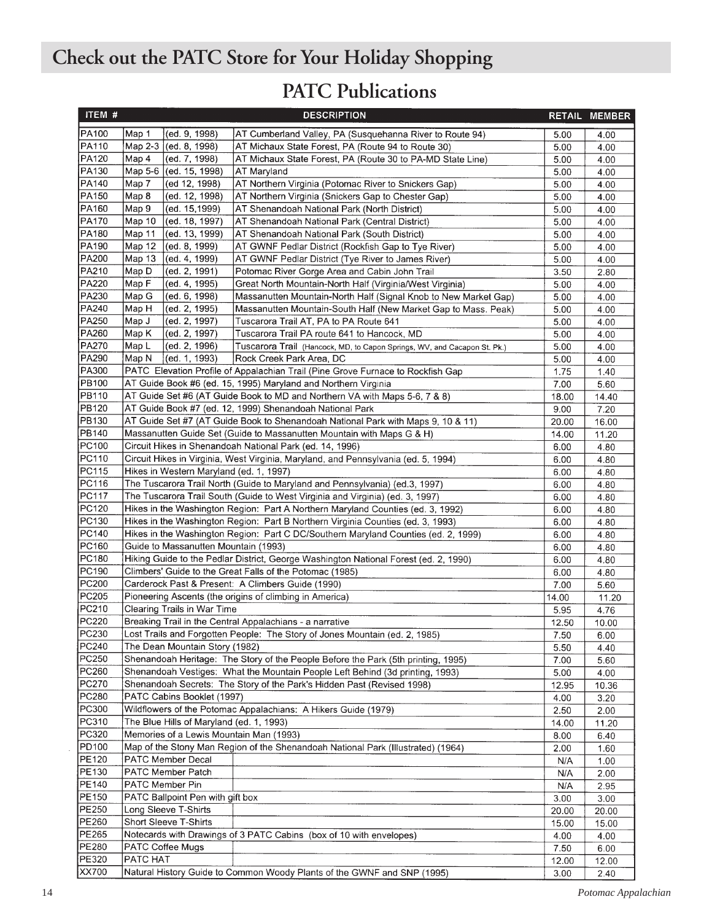# Check out the PATC Store for Your Holiday Shopping

## PATC Publications

| ITEM # | DESCRIPTION | RETAIL | MEMBER |
|---|---|---|---|
| PA100 | Map 1 (ed. 9, 1998) AT Cumberland Valley, PA (Susquehanna River to Route 94) | 5.00 | 4.00 |
| PA110 | Map 2-3 (ed. 8, 1998) AT Michaux State Forest, PA (Route 94 to Route 30) | 5.00 | 4.00 |
| PA120 | Map 4 (ed. 7, 1998) AT Michaux State Forest, PA (Route 30 to PA-MD State Line) | 5.00 | 4.00 |
| PA130 | Map 5-6 (ed. 15, 1998) AT Maryland | 5.00 | 4.00 |
| PA140 | Map 7 (ed 12, 1998) AT Northern Virginia (Potomac River to Snickers Gap) | 5.00 | 4.00 |
| PA150 | Map 8 (ed. 12, 1998) AT Northern Virginia (Snickers Gap to Chester Gap) | 5.00 | 4.00 |
| PA160 | Map 9 (ed. 15,1999) AT Shenandoah National Park (North District) | 5.00 | 4.00 |
| PA170 | Map 10 (ed. 18, 1997) AT Shenandoah National Park (Central District) | 5.00 | 4.00 |
| PA180 | Map 11 (ed. 13, 1999) AT Shenandoah National Park (South District) | 5.00 | 4.00 |
| PA190 | Map 12 (ed. 8, 1999) AT GWNF Pedlar District (Rockfish Gap to Tye River) | 5.00 | 4.00 |
| PA200 | Map 13 (ed. 4, 1999) AT GWNF Pedlar District (Tye River to James River) | 5.00 | 4.00 |
| PA210 | Map D (ed. 2, 1991) Potomac River Gorge Area and Cabin John Trail | 3.50 | 2.80 |
| PA220 | Map F (ed. 4, 1995) Great North Mountain-North Half (Virginia/West Virginia) | 5.00 | 4.00 |
| PA230 | Map G (ed. 6, 1998) Massanutten Mountain-North Half (Signal Knob to New Market Gap) | 5.00 | 4.00 |
| PA240 | Map H (ed. 2, 1995) Massanutten Mountain-South Half (New Market Gap to Mass. Peak) | 5.00 | 4.00 |
| PA250 | Map J (ed. 2, 1997) Tuscarora Trail AT, PA to PA Route 641 | 5.00 | 4.00 |
| PA260 | Map K (ed. 2, 1997) Tuscarora Trail PA route 641 to Hancock, MD | 5.00 | 4.00 |
| PA270 | Map L (ed. 2, 1996) Tuscarora Trail (Hancock, MD, to Capon Springs, WV, and Cacapon St. Pk.) | 5.00 | 4.00 |
| PA290 | Map N (ed. 1, 1993) Rock Creek Park Area, DC | 5.00 | 4.00 |
| PA300 | PATC Elevation Profile of Appalachian Trail (Pine Grove Furnace to Rockfish Gap | 1.75 | 1.40 |
| PB100 | AT Guide Book #6 (ed. 15, 1995) Maryland and Northern Virginia | 7.00 | 5.60 |
| PB110 | AT Guide Set #6 (AT Guide Book to MD and Northern VA with Maps 5-6, 7 & 8) | 18.00 | 14.40 |
| PB120 | AT Guide Book #7 (ed. 12, 1999) Shenandoah National Park | 9.00 | 7.20 |
| PB130 | AT Guide Set #7 (AT Guide Book to Shenandoah National Park with Maps 9, 10 & 11) | 20.00 | 16.00 |
| PB140 | Massanutten Guide Set (Guide to Massanutten Mountain with Maps G & H) | 14.00 | 11.20 |
| PC100 | Circuit Hikes in Shenandoah National Park (ed. 14, 1996) | 6.00 | 4.80 |
| PC110 | Circuit Hikes in Virginia, West Virginia, Maryland, and Pennsylvania (ed. 5, 1994) | 6.00 | 4.80 |
| PC115 | Hikes in Western Maryland (ed. 1, 1997) | 6.00 | 4.80 |
| PC116 | The Tuscarora Trail North (Guide to Maryland and Pennsylvania) (ed.3, 1997) | 6.00 | 4.80 |
| PC117 | The Tuscarora Trail South (Guide to West Virginia and Virginia) (ed. 3, 1997) | 6.00 | 4.80 |
| PC120 | Hikes in the Washington Region: Part A Northern Maryland Counties (ed. 3, 1992) | 6.00 | 4.80 |
| PC130 | Hikes in the Washington Region: Part B Northern Virginia Counties (ed. 3, 1993) | 6.00 | 4.80 |
| PC140 | Hikes in the Washington Region: Part C DC/Southern Maryland Counties (ed. 2, 1999) | 6.00 | 4.80 |
| PC160 | Guide to Massanutten Mountain (1993) | 6.00 | 4.80 |
| PC180 | Hiking Guide to the Pedlar District, George Washington National Forest (ed. 2, 1990) | 6.00 | 4.80 |
| PC190 | Climbers' Guide to the Great Falls of the Potomac (1985) | 6.00 | 4.80 |
| PC200 | Carderock Past & Present: A Climbers Guide (1990) | 7.00 | 5.60 |
| PC205 | Pioneering Ascents (the origins of climbing in America) | 14.00 | 11.20 |
| PC210 | Clearing Trails in War Time | 5.95 | 4.76 |
| PC220 | Breaking Trail in the Central Appalachians - a narrative | 12.50 | 10.00 |
| PC230 | Lost Trails and Forgotten People: The Story of Jones Mountain (ed. 2, 1985) | 7.50 | 6.00 |
| PC240 | The Dean Mountain Story (1982) | 5.50 | 4.40 |
| PC250 | Shenandoah Heritage: The Story of the People Before the Park (5th printing, 1995) | 7.00 | 5.60 |
| PC260 | Shenandoah Vestiges: What the Mountain People Left Behind (3d printing, 1993) | 5.00 | 4.00 |
| PC270 | Shenandoah Secrets: The Story of the Park's Hidden Past (Revised 1998) | 12.95 | 10.36 |
| PC280 | PATC Cabins Booklet (1997) | 4.00 | 3.20 |
| PC300 | Wildflowers of the Potomac Appalachians: A Hikers Guide (1979) | 2.50 | 2.00 |
| PC310 | The Blue Hills of Maryland (ed. 1, 1993) | 14.00 | 11.20 |
| PC320 | Memories of a Lewis Mountain Man (1993) | 8.00 | 6.40 |
| PD100 | Map of the Stony Man Region of the Shenandoah National Park (Illustrated) (1964) | 2.00 | 1.60 |
| PE120 | PATC Member Decal | N/A | 1.00 |
| PE130 | PATC Member Patch | N/A | 2.00 |
| PE140 | PATC Member Pin | N/A | 2.95 |
| PE150 | PATC Ballpoint Pen with gift box | 3.00 | 3.00 |
| PE250 | Long Sleeve T-Shirts | 20.00 | 20.00 |
| PE260 | Short Sleeve T-Shirts | 15.00 | 15.00 |
| PE265 | Notecards with Drawings of 3 PATC Cabins (box of 10 with envelopes) | 4.00 | 4.00 |
| PE280 | PATC Coffee Mugs | 7.50 | 6.00 |
| PE320 | PATC HAT | 12.00 | 12.00 |
| XX700 | Natural History Guide to Common Woody Plants of the GWNF and SNP (1995) | 3.00 | 2.40 |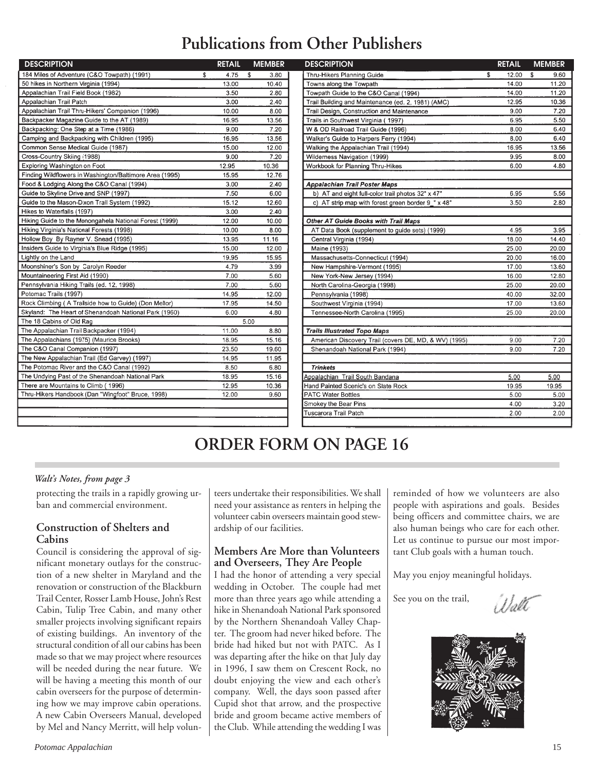# Publications from Other Publishers

| DESCRIPTION | RETAIL | MEMBER |
|---|---|---|
| 184 Miles of Adventure (C&O Towpath) (1991) | $ 4.75 | $ 3.80 |
| 50 hikes in Northern Virginia (1994) | 13.00 | 10.40 |
| Appalachian Trail Field Book (1982) | 3.50 | 2.80 |
| Appalachian Trail Patch | 3.00 | 2.40 |
| Appalachian Trail Thru-Hikers' Companion (1996) | 10.00 | 8.00 |
| Backpacker Magazine Guide to the AT (1989) | 16.95 | 13.56 |
| Backpacking: One Step at a Time (1986) | 9.00 | 7.20 |
| Camping and Backpacking with Children (1995) | 16.95 | 13.56 |
| Common Sense Medical Guide (1987) | 15.00 | 12.00 |
| Cross-Country Skiing (1988) | 9.00 | 7.20 |
| Exploring Washington on Foot | 12.95 | 10.36 |
| Finding Wildflowers in Washington/Baltimore Area (1995) | 15.95 | 12.76 |
| Food & Lodging Along the C&O Canal (1994) | 3.00 | 2.40 |
| Guide to Skyline Drive and SNP (1997) | 7.50 | 6.00 |
| Guide to the Mason-Dixon Trail System (1992) | 15.12 | 12.60 |
| Hikes to Waterfalls (1997) | 3.00 | 2.40 |
| Hiking Guide to the Monongahela National Forest (1999) | 12.00 | 10.00 |
| Hiking Virginia's National Forests (1998) | 10.00 | 8.00 |
| Hollow Boy By Rayner V. Snead (1995) | 13.95 | 11.16 |
| Insiders Guide to Virginia's Blue Ridge (1995) | 15.00 | 12.00 |
| Lightly on the Land | 19.95 | 15.95 |
| Moonshiner's Son by Carolyn Reeder | 4.79 | 3.99 |
| Mountaineering First Aid (1990) | 7.00 | 5.60 |
| Pennsylvania Hiking Trails (ed. 12, 1998) | 7.00 | 5.60 |
| Potomac Trails (1997) | 14.95 | 12.00 |
| Rock Climbing ( A Trailside how to Guide) (Don Mellor) | 17.95 | 14.50 |
| Skyland: The Heart of Shenandoah National Park (1960) | 6.00 | 4.80 |
| The 18 Cabins of Old Rag | 5.00 | |
| The Appalachian Trail Backpacker (1994) | 11.00 | 8.80 |
| The Appalachians (1975) (Maurice Brooks) | 18.95 | 15.16 |
| The C&O Canal Companion (1997) | 23.50 | 19.60 |
| The New Appalachian Trail (Ed Garvey) (1997) | 14.95 | 11.95 |
| The Potomac River and the C&O Canal (1992) | 8.50 | 6.80 |
| The Undying Past of the Shenandoah National Park | 18.95 | 15.16 |
| There are Mountains to Climb ( 1996) | 12.95 | 10.36 |
| Thru-Hikers Handbook (Dan "Wingfoot" Bruce, 1998) | 12.00 | 9.60 |

| DESCRIPTION | RETAIL | MEMBER |
|---|---|---|
| Thru-Hikers Planning Guide | $ 12.00 | $ 9.60 |
| Towns along the Towpath | 14.00 | 11.20 |
| Towpath Guide to the C&O Canal (1994) | 14.00 | 11.20 |
| Trail Building and Maintenance (ed. 2, 1981) (AMC) | 12.95 | 10.36 |
| Trail Design, Construction and Maintenance | 9.00 | 7.20 |
| Trails in Southwest Virginia ( 1997) | 6.95 | 5.50 |
| W & OD Railroad Trail Guide (1996) | 8.00 | 6.40 |
| Walker's Guide to Harpers Ferry (1994) | 8.00 | 6.40 |
| Walking the Appalachian Trail (1994) | 16.95 | 13.56 |
| Wilderness Navigation (1999) | 9.95 | 8.00 |
| Workbook for Planning Thru-Hikes | 6.00 | 4.80 |
| | | |
| ***Appalachian Trail Poster Maps*** | | |
| b) AT and eight full-color trail photos 32" x 47" | 6.95 | 5.56 |
| c) AT strip map with forest green border 9_" x 48" | 3.50 | 2.80 |
| | | |
| ***Other AT Guide Books with Trail Maps*** | | |
| AT Data Book (supplement to guide sets) (1999) | 4.95 | 3.95 |
| Central Virginia (1994) | 18.00 | 14.40 |
| Maine (1993) | 25.00 | 20.00 |
| Massachusetts-Connecticut (1994) | 20.00 | 16.00 |
| New Hampshire-Vermont (1995) | 17.00 | 13.60 |
| New York-New Jersey (1994) | 16.00 | 12.80 |
| North Carolina-Georgia (1998) | 25.00 | 20.00 |
| Pennsylvania (1998) | 40.00 | 32.00 |
| Southwest Virginia (1994) | 17.00 | 13.60 |
| Tennessee-North Carolina (1995) | 25.00 | 20.00 |
| | | |
| ***Trails Illustrated Topo Maps*** | | |
| American Discovery Trail (covers DE, MD, & WV) (1995) | 9.00 | 7.20 |
| Shenandoah National Park (1994) | 9.00 | 7.20 |
| | | |
| ***Trinkets*** | | |
| Appalachian Trail South Bandana | 5.00 | 5.00 |
| Hand Painted Scenic's on Slate Rock | 19.95 | 19.95 |
| PATC Water Bottles | 5.00 | 5.00 |
| Smokey the Bear Pins | 4.00 | 3.20 |
| Tuscarora Trail Patch | 2.00 | 2.00 |

# ORDER FORM ON PAGE 16

*Walt's Notes, from page 3*

protecting the trails in a rapidly growing urban and commercial environment.

### Construction of Shelters and Cabins

Council is considering the approval of significant monetary outlays for the construction of a new shelter in Maryland and the renovation or construction of the Blackburn Trail Center, Rosser Lamb House, John's Rest Cabin, Tulip Tree Cabin, and many other smaller projects involving significant repairs of existing buildings. An inventory of the structural condition of all our cabins has been made so that we may project where resources will be needed during the near future. We will be having a meeting this month of our cabin overseers for the purpose of determining how we may improve cabin operations. A new Cabin Overseers Manual, developed by Mel and Nancy Merritt, will help volunteers undertake their responsibilities. We shall need your assistance as renters in helping the volunteer cabin overseers maintain good stewardship of our facilities.

### Members Are More than Volunteers and Overseers, They Are People

I had the honor of attending a very special wedding in October. The couple had met more than three years ago while attending a hike in Shenandoah National Park sponsored by the Northern Shenandoah Valley Chapter. The groom had never hiked before. The bride had hiked but not with PATC. As I was departing after the hike on that July day in 1996, I saw them on Crescent Rock, no doubt enjoying the view and each other's company. Well, the days soon passed after Cupid shot that arrow, and the prospective bride and groom became active members of the Club. While attending the wedding I was reminded of how we volunteers are also people with aspirations and goals. Besides being officers and committee chairs, we are also human beings who care for each other. Let us continue to pursue our most important Club goals with a human touch.

May you enjoy meaningful holidays.

See you on the trail,

Walt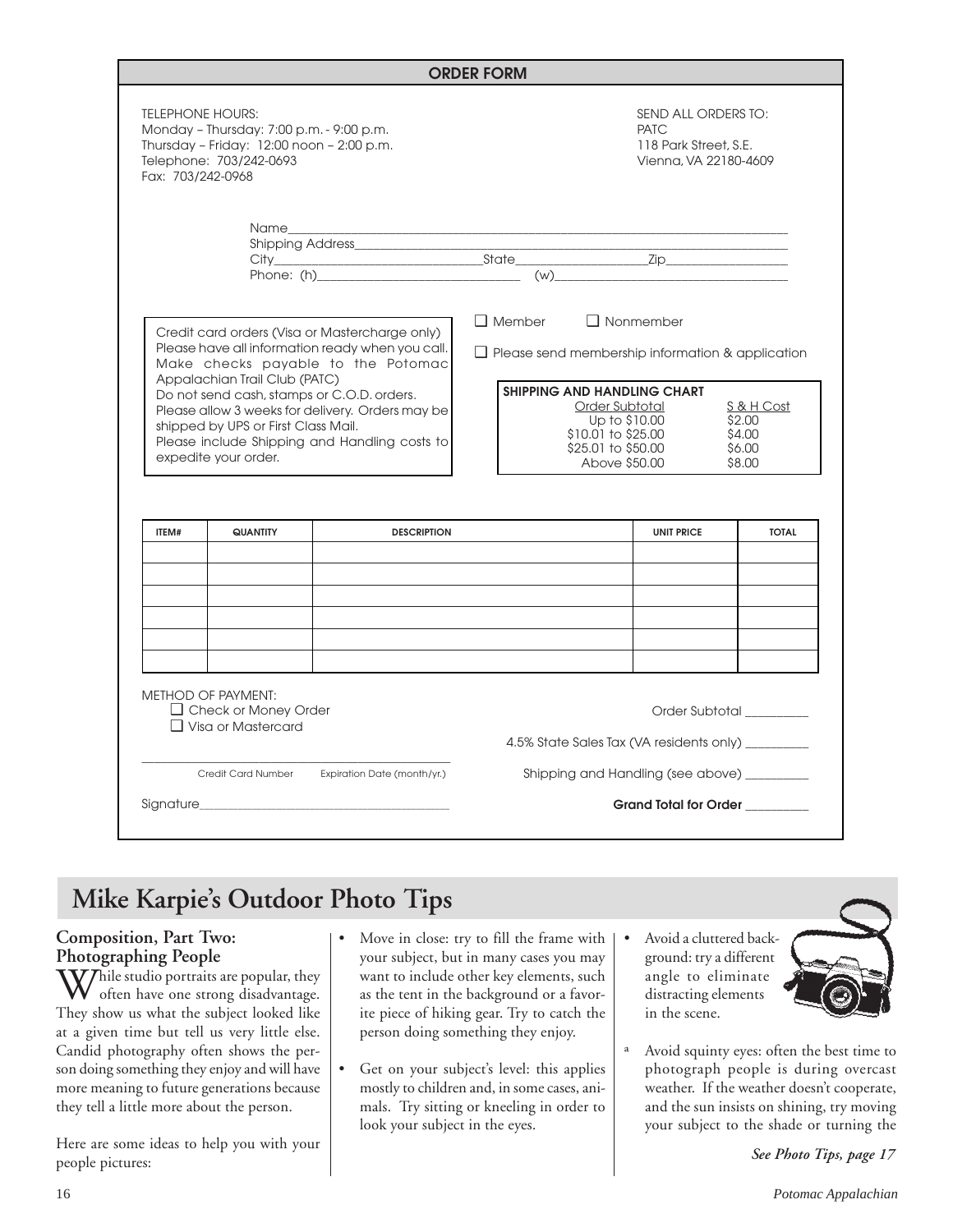## ORDER FORM

TELEPHONE HOURS:
Monday – Thursday: 7:00 p.m. - 9:00 p.m.
Thursday – Friday: 12:00 noon – 2:00 p.m.
Telephone: 703/242-0693
Fax: 703/242-0968

SEND ALL ORDERS TO:
PATC
118 Park Street, S.E.
Vienna, VA 22180-4609

Name\_\_\_\_\_\_\_\_\_\_\_\_\_\_\_\_\_\_\_\_\_\_\_\_\_\_\_\_\_\_\_\_\_\_\_\_\_\_\_\_
Shipping Address\_\_\_\_\_\_\_\_\_\_\_\_\_\_\_\_\_\_\_\_\_\_\_\_\_\_\_\_\_\_\_\_\_\_\_\_
City\_\_\_\_\_\_\_\_\_\_\_\_\_\_\_\_\_\_State\_\_\_\_\_\_\_\_\_\_\_\_Zip\_\_\_\_\_\_\_\_\_\_\_\_
Phone: (h)\_\_\_\_\_\_\_\_\_\_\_\_\_\_\_\_\_\_ (w)\_\_\_\_\_\_\_\_\_\_\_\_\_\_\_\_\_\_

Credit card orders (Visa or Mastercharge only)
Please have all information ready when you call.
Make checks payable to the Potomac Appalachian Trail Club (PATC)
Do not send cash, stamps or C.O.D. orders.
Please allow 3 weeks for delivery. Orders may be shipped by UPS or First Class Mail.
Please include Shipping and Handling costs to expedite your order.

❑ Member ❑ Nonmember

❑ Please send membership information & application

**SHIPPING AND HANDLING CHART**

| Order Subtotal | S & H Cost |
|---|---|
| Up to $10.00 | $2.00 |
| $10.01 to $25.00 | $4.00 |
| $25.01 to $50.00 | $6.00 |
| Above $50.00 | $8.00 |

| ITEM# | QUANTITY | DESCRIPTION | UNIT PRICE | TOTAL |
|---|---|---|---|---|
| | | | | |
| | | | | |
| | | | | |
| | | | | |
| | | | | |
| | | | | |

METHOD OF PAYMENT:
❑ Check or Money Order
❑ Visa or Mastercard

\_\_\_\_\_\_\_\_\_\_\_\_\_\_\_\_\_\_\_\_\_\_\_\_\_\_\_\_\_\_\_\_\_\_\_\_
Credit Card Number Expiration Date (month/yr.)

Signature\_\_\_\_\_\_\_\_\_\_\_\_\_\_\_\_\_\_\_\_\_\_\_\_\_\_\_\_\_\_

Order Subtotal \_\_\_\_\_\_\_\_\_\_

4.5% State Sales Tax (VA residents only) \_\_\_\_\_\_\_\_\_\_

Shipping and Handling (see above) \_\_\_\_\_\_\_\_\_\_

**Grand Total for Order** \_\_\_\_\_\_\_\_\_\_

# Mike Karpie's Outdoor Photo Tips

## Composition, Part Two: Photographing People

While studio portraits are popular, they often have one strong disadvantage. They show us what the subject looked like at a given time but tell us very little else. Candid photography often shows the person doing something they enjoy and will have more meaning to future generations because they tell a little more about the person.

Here are some ideas to help you with your people pictures:

- Move in close: try to fill the frame with your subject, but in many cases you may want to include other key elements, such as the tent in the background or a favorite piece of hiking gear. Try to catch the person doing something they enjoy.
- Get on your subject's level: this applies mostly to children and, in some cases, animals. Try sitting or kneeling in order to look your subject in the eyes.
- Avoid a cluttered background: try a different angle to eliminate distracting elements in the scene.
- Avoid squinty eyes: often the best time to photograph people is during overcast weather. If the weather doesn't cooperate, and the sun insists on shining, try moving your subject to the shade or turning the

*See Photo Tips, page 17*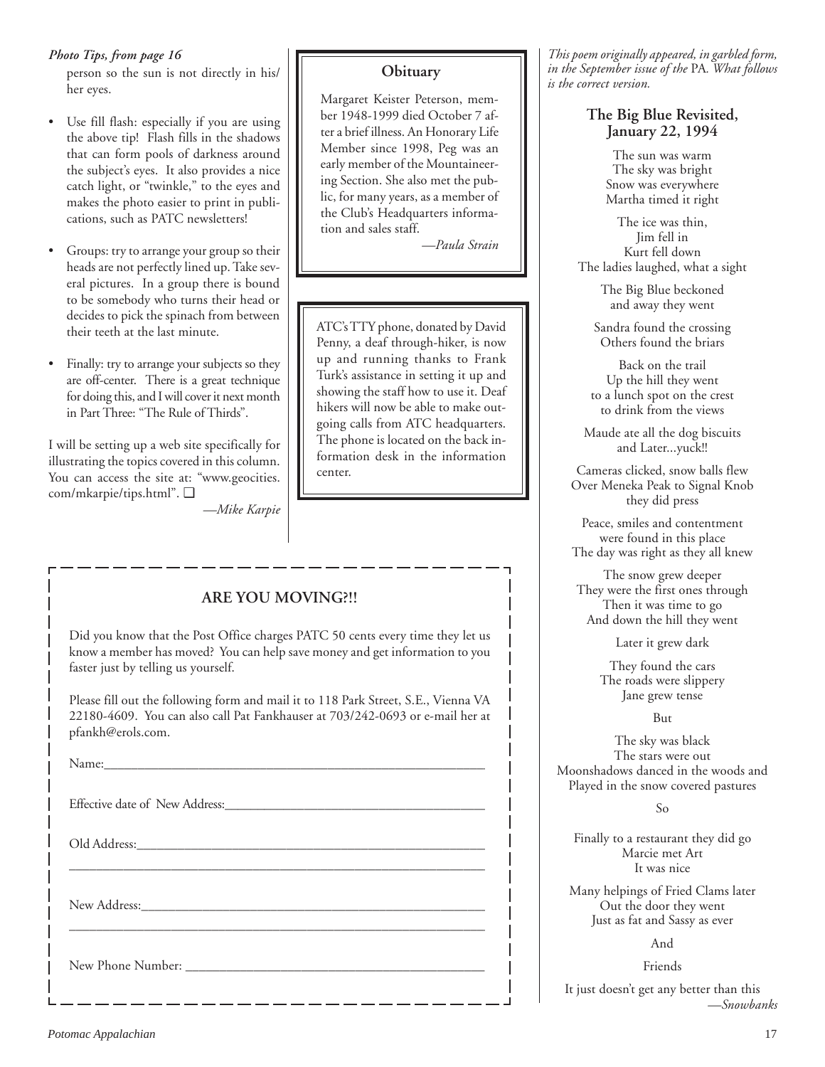*Photo Tips, from page 16*

person so the sun is not directly in his/her eyes.

- Use fill flash: especially if you are using the above tip! Flash fills in the shadows that can form pools of darkness around the subject's eyes. It also provides a nice catch light, or "twinkle," to the eyes and makes the photo easier to print in publications, such as PATC newsletters!
- Groups: try to arrange your group so their heads are not perfectly lined up. Take several pictures. In a group there is bound to be somebody who turns their head or decides to pick the spinach from between their teeth at the last minute.
- Finally: try to arrange your subjects so they are off-center. There is a great technique for doing this, and I will cover it next month in Part Three: "The Rule of Thirds".

I will be setting up a web site specifically for illustrating the topics covered in this column. You can access the site at: "www.geocities.com/mkarpie/tips.html". ❑

—*Mike Karpie*

## Obituary

Margaret Keister Peterson, member 1948-1999 died October 7 after a brief illness. An Honorary Life Member since 1998, Peg was an early member of the Mountaineering Section. She also met the public, for many years, as a member of the Club's Headquarters information and sales staff.

—*Paula Strain*

ATC's TTY phone, donated by David Penny, a deaf through-hiker, is now up and running thanks to Frank Turk's assistance in setting it up and showing the staff how to use it. Deaf hikers will now be able to make outgoing calls from ATC headquarters. The phone is located on the back information desk in the information center.

## ARE YOU MOVING?!!

Did you know that the Post Office charges PATC 50 cents every time they let us know a member has moved? You can help save money and get information to you faster just by telling us yourself.

Please fill out the following form and mail it to 118 Park Street, S.E., Vienna VA 22180-4609. You can also call Pat Fankhauser at 703/242-0693 or e-mail her at pfankh@erols.com.

Name:______________________________________________________

Effective date of New Address:___________________________________

Old Address:_________________________________________________

_____________________________________________________________

New Address:________________________________________________

_____________________________________________________________

New Phone Number: ___________________________________________

*This poem originally appeared, in garbled form, in the September issue of the* PA. *What follows is the correct version.*

## The Big Blue Revisited, January 22, 1994

The sun was warm  
The sky was bright  
Snow was everywhere  
Martha timed it right

The ice was thin,  
Jim fell in  
Kurt fell down  
The ladies laughed, what a sight

The Big Blue beckoned  
and away they went

Sandra found the crossing  
Others found the briars

Back on the trail  
Up the hill they went  
to a lunch spot on the crest  
to drink from the views

Maude ate all the dog biscuits  
and Later...yuck!!

Cameras clicked, snow balls flew  
Over Meneka Peak to Signal Knob  
they did press

Peace, smiles and contentment  
were found in this place  
The day was right as they all knew

The snow grew deeper  
They were the first ones through  
Then it was time to go  
And down the hill they went

Later it grew dark

They found the cars  
The roads were slippery  
Jane grew tense

But

The sky was black  
The stars were out  
Moonshadows danced in the woods and  
Played in the snow covered pastures

So

Finally to a restaurant they did go  
Marcie met Art  
It was nice

Many helpings of Fried Clams later  
Out the door they went  
Just as fat and Sassy as ever

And

Friends

It just doesn't get any better than this

—*Snowbanks*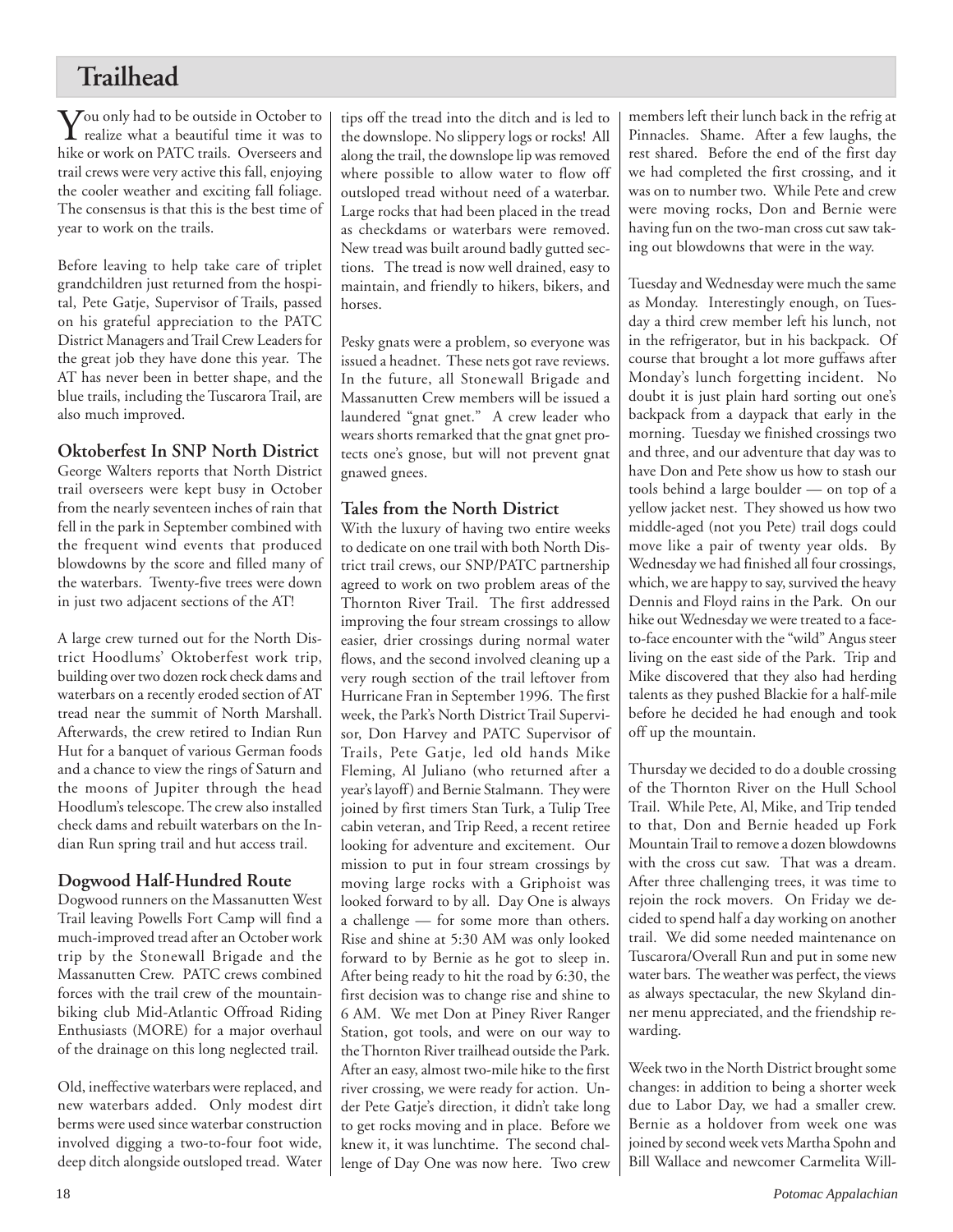# Trailhead

You only had to be outside in October to realize what a beautiful time it was to hike or work on PATC trails. Overseers and trail crews were very active this fall, enjoying the cooler weather and exciting fall foliage. The consensus is that this is the best time of year to work on the trails.

Before leaving to help take care of triplet grandchildren just returned from the hospital, Pete Gatje, Supervisor of Trails, passed on his grateful appreciation to the PATC District Managers and Trail Crew Leaders for the great job they have done this year. The AT has never been in better shape, and the blue trails, including the Tuscarora Trail, are also much improved.

### Oktoberfest In SNP North District

George Walters reports that North District trail overseers were kept busy in October from the nearly seventeen inches of rain that fell in the park in September combined with the frequent wind events that produced blowdowns by the score and filled many of the waterbars. Twenty-five trees were down in just two adjacent sections of the AT!

A large crew turned out for the North District Hoodlums' Oktoberfest work trip, building over two dozen rock check dams and waterbars on a recently eroded section of AT tread near the summit of North Marshall. Afterwards, the crew retired to Indian Run Hut for a banquet of various German foods and a chance to view the rings of Saturn and the moons of Jupiter through the head Hoodlum's telescope. The crew also installed check dams and rebuilt waterbars on the Indian Run spring trail and hut access trail.

### Dogwood Half-Hundred Route

Dogwood runners on the Massanutten West Trail leaving Powells Fort Camp will find a much-improved tread after an October work trip by the Stonewall Brigade and the Massanutten Crew. PATC crews combined forces with the trail crew of the mountain-biking club Mid-Atlantic Offroad Riding Enthusiasts (MORE) for a major overhaul of the drainage on this long neglected trail.

Old, ineffective waterbars were replaced, and new waterbars added. Only modest dirt berms were used since waterbar construction involved digging a two-to-four foot wide, deep ditch alongside outsloped tread. Water tips off the tread into the ditch and is led to the downslope. No slippery logs or rocks! All along the trail, the downslope lip was removed where possible to allow water to flow off outsloped tread without need of a waterbar. Large rocks that had been placed in the tread as checkdams or waterbars were removed. New tread was built around badly gutted sections. The tread is now well drained, easy to maintain, and friendly to hikers, bikers, and horses.

Pesky gnats were a problem, so everyone was issued a headnet. These nets got rave reviews. In the future, all Stonewall Brigade and Massanutten Crew members will be issued a laundered "gnat gnet." A crew leader who wears shorts remarked that the gnat gnet protects one's gnose, but will not prevent gnat gnawed gnees.

### Tales from the North District

With the luxury of having two entire weeks to dedicate on one trail with both North District trail crews, our SNP/PATC partnership agreed to work on two problem areas of the Thornton River Trail. The first addressed improving the four stream crossings to allow easier, drier crossings during normal water flows, and the second involved cleaning up a very rough section of the trail leftover from Hurricane Fran in September 1996. The first week, the Park's North District Trail Supervisor, Don Harvey and PATC Supervisor of Trails, Pete Gatje, led old hands Mike Fleming, Al Juliano (who returned after a year's layoff) and Bernie Stalmann. They were joined by first timers Stan Turk, a Tulip Tree cabin veteran, and Trip Reed, a recent retiree looking for adventure and excitement. Our mission to put in four stream crossings by moving large rocks with a Griphoist was looked forward to by all. Day One is always a challenge — for some more than others. Rise and shine at 5:30 AM was only looked forward to by Bernie as he got to sleep in. After being ready to hit the road by 6:30, the first decision was to change rise and shine to 6 AM. We met Don at Piney River Ranger Station, got tools, and were on our way to the Thornton River trailhead outside the Park. After an easy, almost two-mile hike to the first river crossing, we were ready for action. Under Pete Gatje's direction, it didn't take long to get rocks moving and in place. Before we knew it, it was lunchtime. The second challenge of Day One was now here. Two crew members left their lunch back in the refrig at Pinnacles. Shame. After a few laughs, the rest shared. Before the end of the first day we had completed the first crossing, and it was on to number two. While Pete and crew were moving rocks, Don and Bernie were having fun on the two-man cross cut saw taking out blowdowns that were in the way.

Tuesday and Wednesday were much the same as Monday. Interestingly enough, on Tuesday a third crew member left his lunch, not in the refrigerator, but in his backpack. Of course that brought a lot more guffaws after Monday's lunch forgetting incident. No doubt it is just plain hard sorting out one's backpack from a daypack that early in the morning. Tuesday we finished crossings two and three, and our adventure that day was to have Don and Pete show us how to stash our tools behind a large boulder — on top of a yellow jacket nest. They showed us how two middle-aged (not you Pete) trail dogs could move like a pair of twenty year olds. By Wednesday we had finished all four crossings, which, we are happy to say, survived the heavy Dennis and Floyd rains in the Park. On our hike out Wednesday we were treated to a face-to-face encounter with the "wild" Angus steer living on the east side of the Park. Trip and Mike discovered that they also had herding talents as they pushed Blackie for a half-mile before he decided he had enough and took off up the mountain.

Thursday we decided to do a double crossing of the Thornton River on the Hull School Trail. While Pete, Al, Mike, and Trip tended to that, Don and Bernie headed up Fork Mountain Trail to remove a dozen blowdowns with the cross cut saw. That was a dream. After three challenging trees, it was time to rejoin the rock movers. On Friday we decided to spend half a day working on another trail. We did some needed maintenance on Tuscarora/Overall Run and put in some new water bars. The weather was perfect, the views as always spectacular, the new Skyland dinner menu appreciated, and the friendship rewarding.

Week two in the North District brought some changes: in addition to being a shorter week due to Labor Day, we had a smaller crew. Bernie as a holdover from week one was joined by second week vets Martha Spohn and Bill Wallace and newcomer Carmelita Will-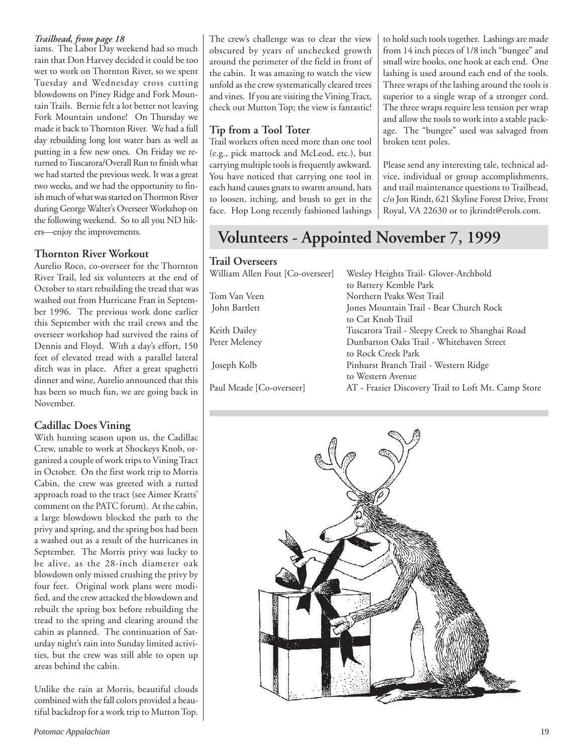*Trailhead, from page 18*

iams. The Labor Day weekend had so much rain that Don Harvey decided it could be too wet to work on Thornton River, so we spent Tuesday and Wednesday cross cutting blowdowns on Piney Ridge and Fork Mountain Trails. Bernie felt a lot better not leaving Fork Mountain undone! On Thursday we made it back to Thornton River. We had a full day rebuilding long lost water bars as well as putting in a few new ones. On Friday we returned to Tuscarora/Overall Run to finish what we had started the previous week. It was a great two weeks, and we had the opportunity to finish much of what was started on Thornton River during George Walter's Overseer Workshop on the following weekend. So to all you ND hikers—enjoy the improvements.

### Thornton River Workout

Aurelio Roco, co-overseer for the Thornton River Trail, led six volunteers at the end of October to start rebuilding the tread that was washed out from Hurricane Fran in September 1996. The previous work done earlier this September with the trail crews and the overseer workshop had survived the rains of Dennis and Floyd. With a day's effort, 150 feet of elevated tread with a parallel lateral ditch was in place. After a great spaghetti dinner and wine, Aurelio announced that this has been so much fun, we are going back in November.

### Cadillac Does Vining

With hunting season upon us, the Cadillac Crew, unable to work at Shockeys Knob, organized a couple of work trips to Vining Tract in October. On the first work trip to Morris Cabin, the crew was greeted with a rutted approach road to the tract (see Aimee Kratts' comment on the PATC forum). At the cabin, a large blowdown blocked the path to the privy and spring, and the spring box had been a washed out as a result of the hurricanes in September. The Morris privy was lucky to be alive, as the 28-inch diameter oak blowdown only missed crushing the privy by four feet. Original work plans were modified, and the crew attacked the blowdown and rebuilt the spring box before rebuilding the tread to the spring and clearing around the cabin as planned. The continuation of Saturday night's rain into Sunday limited activities, but the crew was still able to open up areas behind the cabin.

Unlike the rain at Morris, beautiful clouds combined with the fall colors provided a beautiful backdrop for a work trip to Mutton Top. The crew's challenge was to clear the view obscured by years of unchecked growth around the perimeter of the field in front of the cabin. It was amazing to watch the view unfold as the crew systematically cleared trees and vines. If you are visiting the Vining Tract, check out Mutton Top; the view is fantastic!

### Tip from a Tool Toter

Trail workers often need more than one tool (e.g., pick mattock and McLeod, etc.), but carrying multiple tools is frequently awkward. You have noticed that carrying one tool in each hand causes gnats to swarm around, hats to loosen, itching, and brush to get in the face. Hop Long recently fashioned lashings to hold such tools together. Lashings are made from 14 inch pieces of 1/8 inch "bungee" and small wire hooks, one hook at each end. One lashing is used around each end of the tools. Three wraps of the lashing around the tools is superior to a single wrap of a stronger cord. The three wraps require less tension per wrap and allow the tools to work into a stable package. The "bungee" used was salvaged from broken tent poles.

Please send any interesting tale, technical advice, individual or group accomplishments, and trail maintenance questions to Trailhead, c/o Jon Rindt, 621 Skyline Forest Drive, Front Royal, VA 22630 or to jkrindt@erols.com.

## Volunteers - Appointed November 7, 1999

### Trail Overseers

| Name | Trail |
|---|---|
| William Allen Fout [Co-overseer] | Wesley Heights Trail- Glover-Archbold to Battery Kemble Park |
| Tom Van Veen | Northern Peaks West Trail |
| John Bartlett | Jones Mountain Trail - Bear Church Rock to Cat Knob Trail |
| Keith Dailey | Tuscarora Trail - Sleepy Creek to Shanghai Road |
| Peter Meleney | Dunbarton Oaks Trail - Whitehaven Street to Rock Creek Park |
| Joseph Kolb | Pinhurst Branch Trail - Western Ridge to Western Avenue |
| Paul Meade [Co-overseer] | AT - Frazier Discovery Trail to Loft Mt. Camp Store |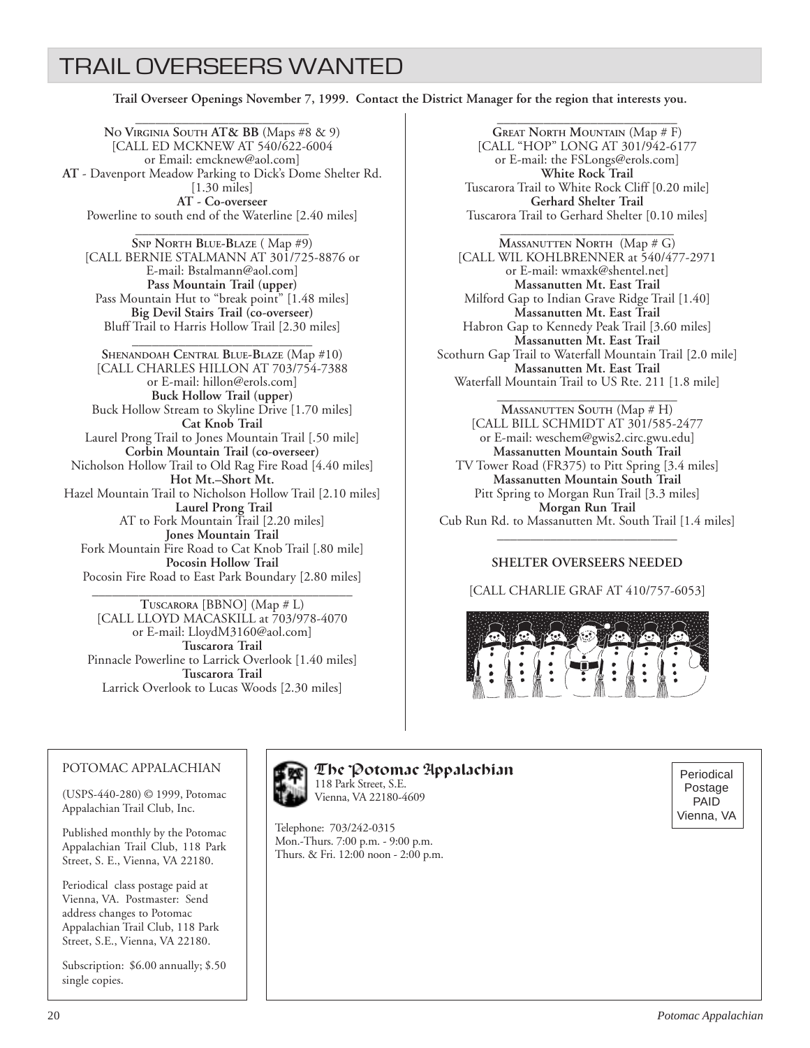# TRAIL OVERSEERS WANTED

**Trail Overseer Openings November 7, 1999. Contact the District Manager for the region that interests you.**

**NO VIRGINIA SOUTH AT& BB** (Maps #8 & 9)
[CALL ED MCKNEW AT 540/622-6004
or Email: emcknew@aol.com]
**AT** - Davenport Meadow Parking to Dick's Dome Shelter Rd.
[1.30 miles]
**AT - Co-overseer**
Powerline to south end of the Waterline [2.40 miles]

**SNP NORTH BLUE-BLAZE** ( Map #9)
[CALL BERNIE STALMANN AT 301/725-8876 or
E-mail: Bstalmann@aol.com]
**Pass Mountain Trail (upper)**
Pass Mountain Hut to "break point" [1.48 miles]
**Big Devil Stairs Trail (co-overseer)**
Bluff Trail to Harris Hollow Trail [2.30 miles]

**SHENANDOAH CENTRAL BLUE-BLAZE** (Map #10)
[CALL CHARLES HILLON AT 703/754-7388
or E-mail: hillon@erols.com]
**Buck Hollow Trail (upper)**
Buck Hollow Stream to Skyline Drive [1.70 miles]
**Cat Knob Trail**
Laurel Prong Trail to Jones Mountain Trail [.50 mile]
**Corbin Mountain Trail (co-overseer)**
Nicholson Hollow Trail to Old Rag Fire Road [4.40 miles]
**Hot Mt.–Short Mt.**
Hazel Mountain Trail to Nicholson Hollow Trail [2.10 miles]
**Laurel Prong Trail**
AT to Fork Mountain Trail [2.20 miles]
**Jones Mountain Trail**
Fork Mountain Fire Road to Cat Knob Trail [.80 mile]
**Pocosin Hollow Trail**
Pocosin Fire Road to East Park Boundary [2.80 miles]

**TUSCARORA** [BBNO] (Map # L)
[CALL LLOYD MACASKILL at 703/978-4070
or E-mail: LloydM3160@aol.com]
**Tuscarora Trail**
Pinnacle Powerline to Larrick Overlook [1.40 miles]
**Tuscarora Trail**
Larrick Overlook to Lucas Woods [2.30 miles]

**GREAT NORTH MOUNTAIN** (Map # F)
[CALL "HOP" LONG AT 301/942-6177
or E-mail: the FSLongs@erols.com]
**White Rock Trail**
Tuscarora Trail to White Rock Cliff [0.20 mile]
**Gerhard Shelter Trail**
Tuscarora Trail to Gerhard Shelter [0.10 miles]

**MASSANUTTEN NORTH** (Map # G)
[CALL WIL KOHLBRENNER at 540/477-2971
or E-mail: wmaxk@shentel.net]
**Massanutten Mt. East Trail**
Milford Gap to Indian Grave Ridge Trail [1.40]
**Massanutten Mt. East Trail**
Habron Gap to Kennedy Peak Trail [3.60 miles]
**Massanutten Mt. East Trail**
Scothurn Gap Trail to Waterfall Mountain Trail [2.0 mile]
**Massanutten Mt. East Trail**
Waterfall Mountain Trail to US Rte. 211 [1.8 mile]

**MASSANUTTEN SOUTH** (Map # H)
[CALL BILL SCHMIDT AT 301/585-2477
or E-mail: weschem@gwis2.circ.gwu.edu]
**Massanutten Mountain South Trail**
TV Tower Road (FR375) to Pitt Spring [3.4 miles]
**Massanutten Mountain South Trail**
Pitt Spring to Morgan Run Trail [3.3 miles]
**Morgan Run Trail**
Cub Run Rd. to Massanutten Mt. South Trail [1.4 miles]

**SHELTER OVERSEERS NEEDED**

[CALL CHARLIE GRAF AT 410/757-6053]

POTOMAC APPALACHIAN

(USPS-440-280) © 1999, Potomac Appalachian Trail Club, Inc.

Published monthly by the Potomac Appalachian Trail Club, 118 Park Street, S. E., Vienna, VA 22180.

Periodical class postage paid at Vienna, VA. Postmaster: Send address changes to Potomac Appalachian Trail Club, 118 Park Street, S.E., Vienna, VA 22180.

Subscription: $6.00 annually; $.50 single copies.

**The Potomac Appalachian**
118 Park Street, S.E.
Vienna, VA 22180-4609

Telephone: 703/242-0315
Mon.-Thurs. 7:00 p.m. - 9:00 p.m.
Thurs. & Fri. 12:00 noon - 2:00 p.m.

Periodical
Postage
PAID
Vienna, VA